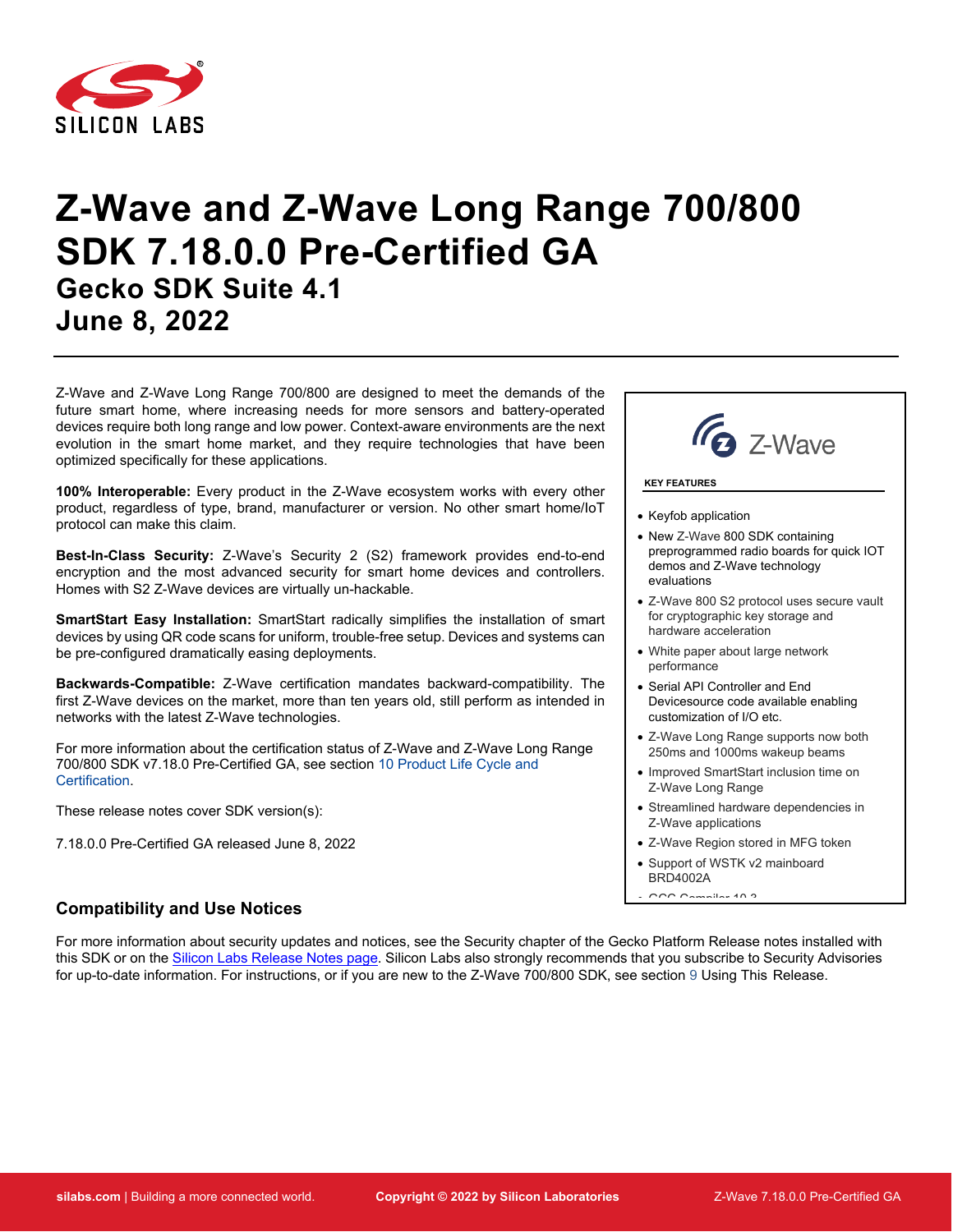# Z-Wave and Z-Wave Long Range 700/800 SDK 7.18.0.0 Pre-Certified GA

## Gecko SDK Suite 4.1

## June 8, 2022

Z-Wave and Z-Wave Long Range 700/800 are designed to meet the demands of the future smart home, where increasing needs for more sensors and battery-operated devices require both long range and low power. Context-aware environments are the next evolution in the smart home market, and they require technologies that have been optimized specifically for these applications.

**100% Interoperable:** Every product in the Z-Wave ecosystem works with every other product, regardless of type, brand, manufacturer or version. No other smart home/IoT protocol can make this claim.

**Best-In-Class Security:** Z-Wave's Security 2 (S2) framework provides end-to-end encryption and the most advanced security for smart home devices and controllers. Homes with S2 Z-Wave devices are virtually un-hackable.

**SmartStart Easy Installation:** SmartStart radically simplifies the installation of smart devices by using QR code scans for uniform, trouble-free setup. Devices and systems can be pre-configured dramatically easing deployments.

**Backwards-Compatible:** Z-Wave certification mandates backward-compatibility. The first Z-Wave devices on the market, more than ten years old, still perform as intended in networks with the latest Z-Wave technologies.

For more information about the certification status of Z-Wave and Z-Wave Long Range 700/800 SDK v7.18.0 Pre-Certified GA, see section 10 Product Life Cycle and Certification.

These release notes cover SDK version(s):

7.18.0.0 Pre-Certified GA released June 8, 2022

Z-Wave

**KEY FEATURES**

- Keyfob application
- New Z-Wave 800 SDK containing preprogrammed radio boards for quick IOT demos and Z-Wave technology evaluations
- Z-Wave 800 S2 protocol uses secure vault for cryptographic key storage and hardware acceleration
- White paper about large network performance
- Serial API Controller and End Devicesource code available enabling customization of I/O etc.
- Z-Wave Long Range supports now both 250ms and 1000ms wakeup beams
- Improved SmartStart inclusion time on Z-Wave Long Range
- Streamlined hardware dependencies in Z-Wave applications
- Z-Wave Region stored in MFG token
- Support of WSTK v2 mainboard BRD4002A
- GCC Compiler 10.3

### Compatibility and Use Notices

For more information about security updates and notices, see the Security chapter of the Gecko Platform Release notes installed with this SDK or on the Silicon Labs Release Notes page. Silicon Labs also strongly recommends that you subscribe to Security Advisories for up-to-date information. For instructions, or if you are new to the Z-Wave 700/800 SDK, see section 9 Using This Release.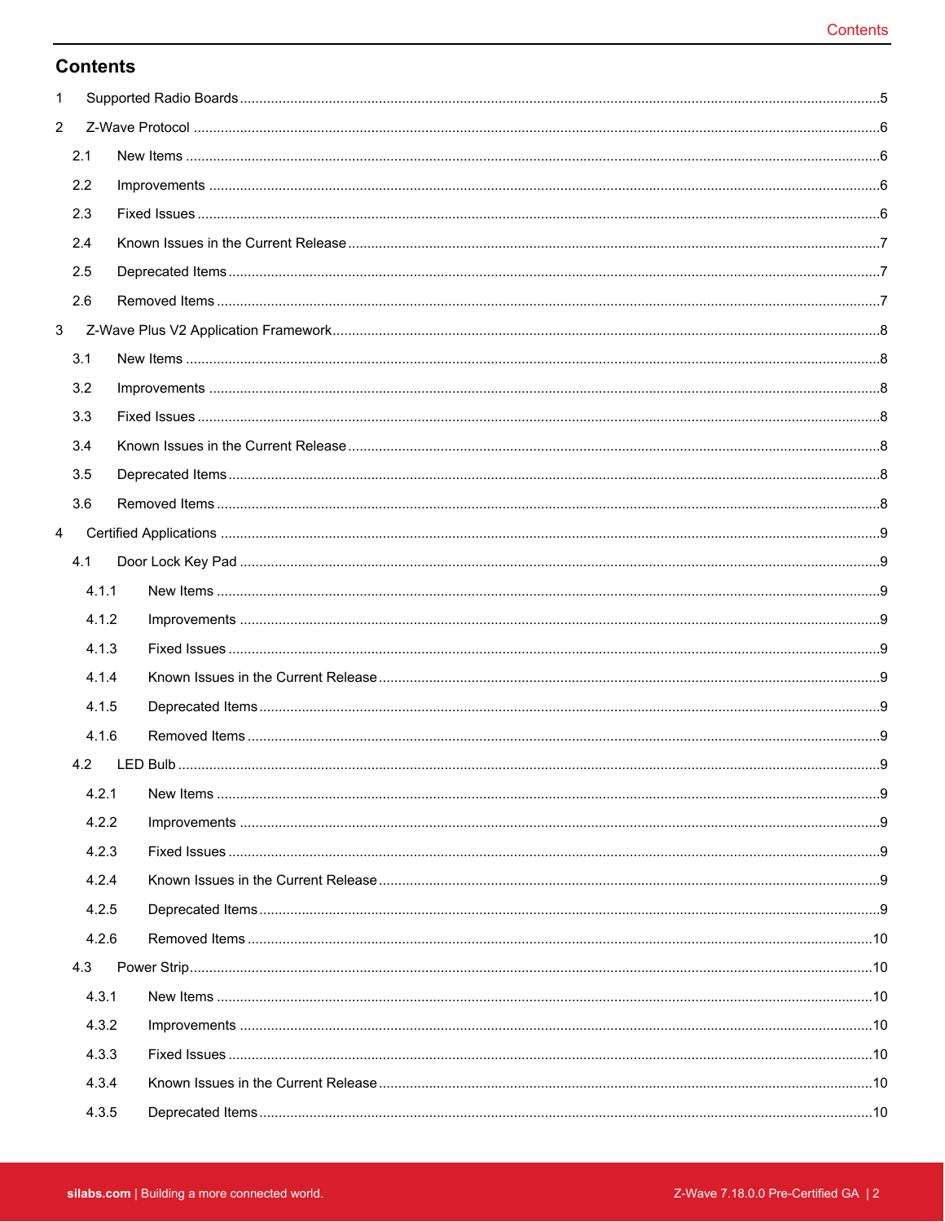# Contents

1 Supported Radio Boards ..... 5

2 Z-Wave Protocol ..... 6

  2.1 New Items ..... 6

  2.2 Improvements ..... 6

  2.3 Fixed Issues ..... 6

  2.4 Known Issues in the Current Release ..... 7

  2.5 Deprecated Items ..... 7

  2.6 Removed Items ..... 7

3 Z-Wave Plus V2 Application Framework ..... 8

  3.1 New Items ..... 8

  3.2 Improvements ..... 8

  3.3 Fixed Issues ..... 8

  3.4 Known Issues in the Current Release ..... 8

  3.5 Deprecated Items ..... 8

  3.6 Removed Items ..... 8

4 Certified Applications ..... 9

  4.1 Door Lock Key Pad ..... 9

    4.1.1 New Items ..... 9

    4.1.2 Improvements ..... 9

    4.1.3 Fixed Issues ..... 9

    4.1.4 Known Issues in the Current Release ..... 9

    4.1.5 Deprecated Items ..... 9

    4.1.6 Removed Items ..... 9

  4.2 LED Bulb ..... 9

    4.2.1 New Items ..... 9

    4.2.2 Improvements ..... 9

    4.2.3 Fixed Issues ..... 9

    4.2.4 Known Issues in the Current Release ..... 9

    4.2.5 Deprecated Items ..... 9

    4.2.6 Removed Items ..... 10

  4.3 Power Strip ..... 10

    4.3.1 New Items ..... 10

    4.3.2 Improvements ..... 10

    4.3.3 Fixed Issues ..... 10

    4.3.4 Known Issues in the Current Release ..... 10

    4.3.5 Deprecated Items ..... 10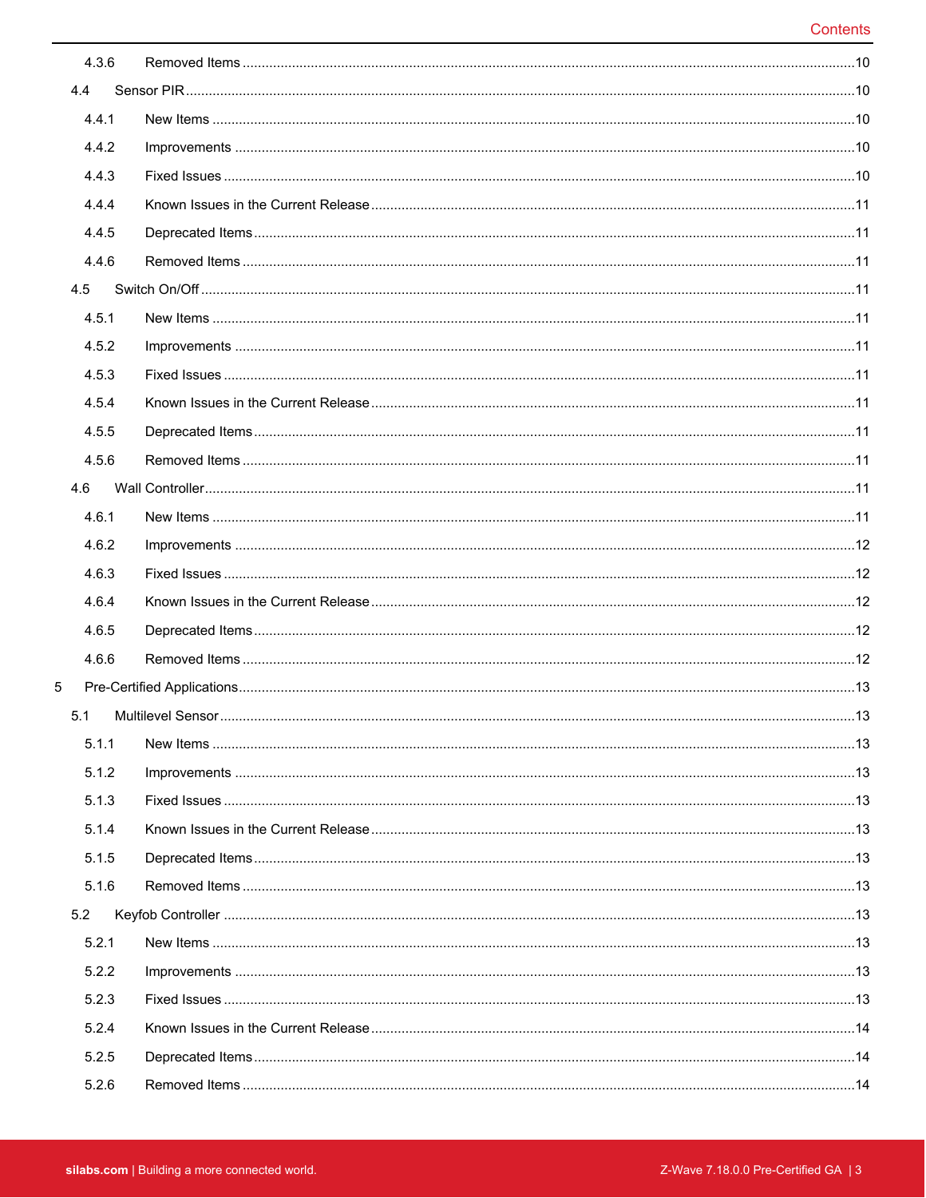4.3.6 Removed Items ....10

4.4 Sensor PIR ....10

4.4.1 New Items ....10

4.4.2 Improvements ....10

4.4.3 Fixed Issues ....10

4.4.4 Known Issues in the Current Release ....11

4.4.5 Deprecated Items ....11

4.4.6 Removed Items ....11

4.5 Switch On/Off ....11

4.5.1 New Items ....11

4.5.2 Improvements ....11

4.5.3 Fixed Issues ....11

4.5.4 Known Issues in the Current Release ....11

4.5.5 Deprecated Items ....11

4.5.6 Removed Items ....11

4.6 Wall Controller ....11

4.6.1 New Items ....11

4.6.2 Improvements ....12

4.6.3 Fixed Issues ....12

4.6.4 Known Issues in the Current Release ....12

4.6.5 Deprecated Items ....12

4.6.6 Removed Items ....12

5 Pre-Certified Applications ....13

5.1 Multilevel Sensor ....13

5.1.1 New Items ....13

5.1.2 Improvements ....13

5.1.3 Fixed Issues ....13

5.1.4 Known Issues in the Current Release ....13

5.1.5 Deprecated Items ....13

5.1.6 Removed Items ....13

5.2 Keyfob Controller ....13

5.2.1 New Items ....13

5.2.2 Improvements ....13

5.2.3 Fixed Issues ....13

5.2.4 Known Issues in the Current Release ....14

5.2.5 Deprecated Items ....14

5.2.6 Removed Items ....14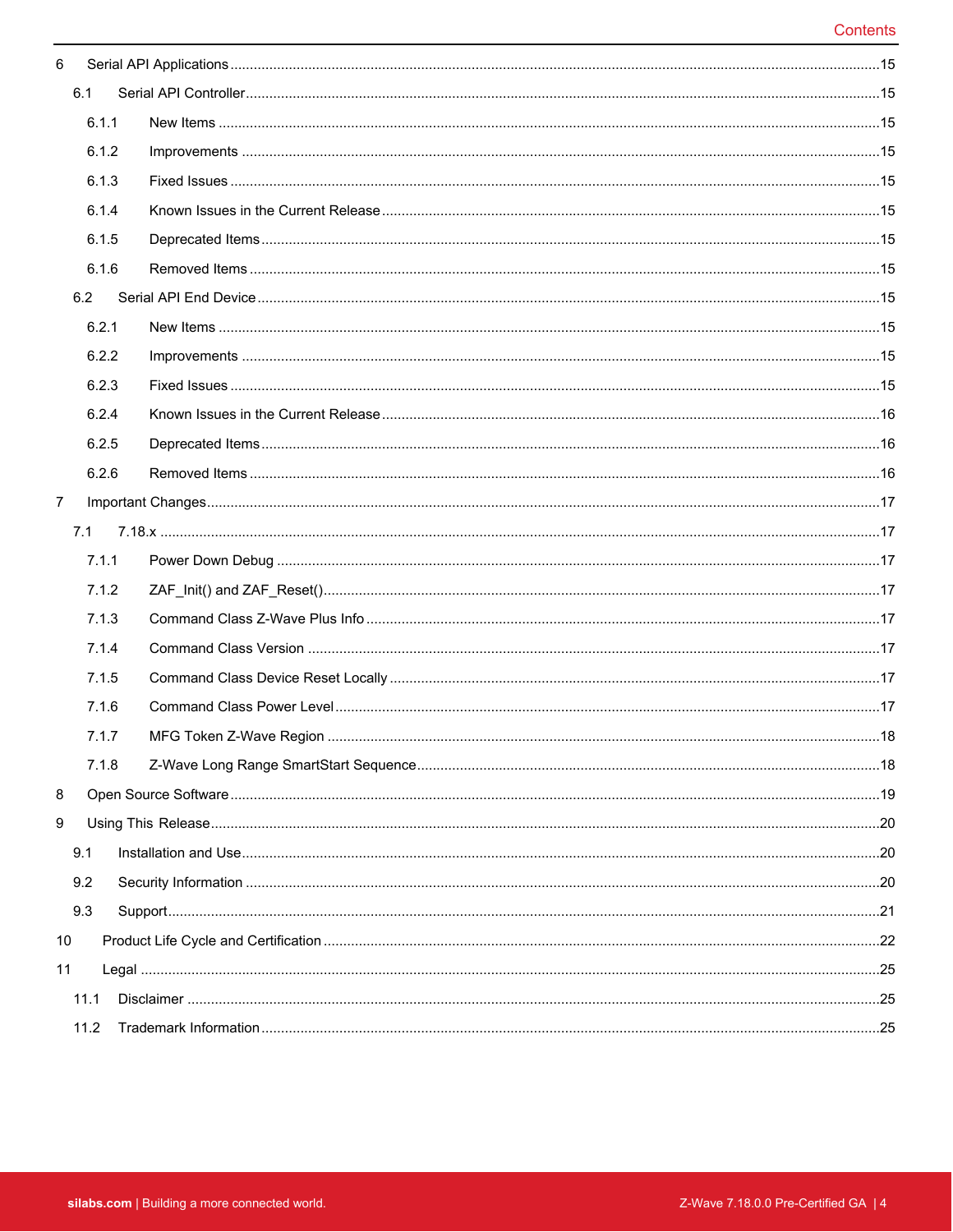6 Serial API Applications ....................................................................................................................................................15

6.1 Serial API Controller ................................................................................................................................................15

6.1.1 New Items .........................................................................................................................................................15

6.1.2 Improvements ...................................................................................................................................................15

6.1.3 Fixed Issues ......................................................................................................................................................15

6.1.4 Known Issues in the Current Release ...............................................................................................................15

6.1.5 Deprecated Items ..............................................................................................................................................15

6.1.6 Removed Items .................................................................................................................................................15

6.2 Serial API End Device .............................................................................................................................................15

6.2.1 New Items .........................................................................................................................................................15

6.2.2 Improvements ...................................................................................................................................................15

6.2.3 Fixed Issues ......................................................................................................................................................15

6.2.4 Known Issues in the Current Release ...............................................................................................................16

6.2.5 Deprecated Items ..............................................................................................................................................16

6.2.6 Removed Items .................................................................................................................................................16

7 Important Changes ..........................................................................................................................................................17

7.1 7.18.x ......................................................................................................................................................................17

7.1.1 Power Down Debug ..........................................................................................................................................17

7.1.2 ZAF_Init() and ZAF_Reset() ..............................................................................................................................17

7.1.3 Command Class Z-Wave Plus Info ...................................................................................................................17

7.1.4 Command Class Version ..................................................................................................................................17

7.1.5 Command Class Device Reset Locally .............................................................................................................17

7.1.6 Command Class Power Level ...........................................................................................................................17

7.1.7 MFG Token Z-Wave Region .............................................................................................................................18

7.1.8 Z-Wave Long Range SmartStart Sequence ......................................................................................................18

8 Open Source Software ....................................................................................................................................................19

9 Using This Release .........................................................................................................................................................20

9.1 Installation and Use .................................................................................................................................................20

9.2 Security Information ................................................................................................................................................20

9.3 Support ....................................................................................................................................................................21

10 Product Life Cycle and Certification .............................................................................................................................22

11 Legal ..............................................................................................................................................................................25

11.1 Disclaimer ..............................................................................................................................................................25

11.2 Trademark Information ...........................................................................................................................................25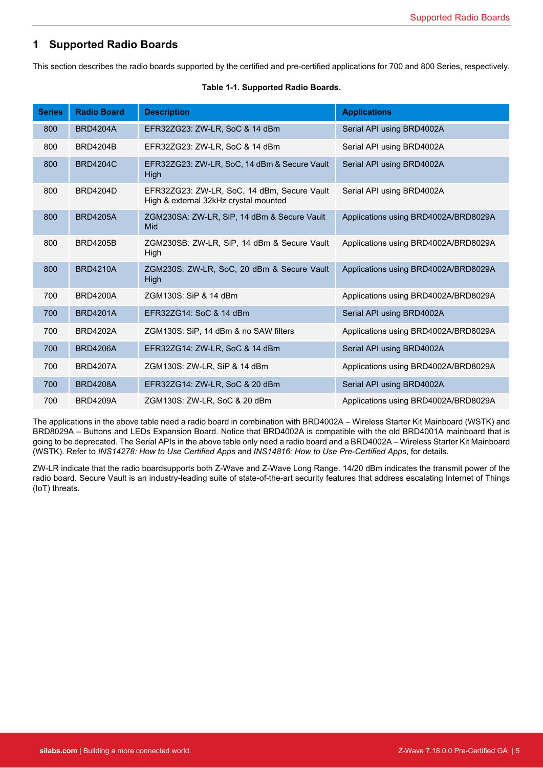# 1 Supported Radio Boards

This section describes the radio boards supported by the certified and pre-certified applications for 700 and 800 Series, respectively.

**Table 1-1. Supported Radio Boards.**

| Series | Radio Board | Description | Applications |
|---|---|---|---|
| 800 | BRD4204A | EFR32ZG23: ZW-LR, SoC & 14 dBm | Serial API using BRD4002A |
| 800 | BRD4204B | EFR32ZG23: ZW-LR, SoC & 14 dBm | Serial API using BRD4002A |
| 800 | BRD4204C | EFR32ZG23: ZW-LR, SoC, 14 dBm & Secure Vault High | Serial API using BRD4002A |
| 800 | BRD4204D | EFR32ZG23: ZW-LR, SoC, 14 dBm, Secure Vault High & external 32kHz crystal mounted | Serial API using BRD4002A |
| 800 | BRD4205A | ZGM230SA: ZW-LR, SiP, 14 dBm & Secure Vault Mid | Applications using BRD4002A/BRD8029A |
| 800 | BRD4205B | ZGM230SB: ZW-LR, SiP, 14 dBm & Secure Vault High | Applications using BRD4002A/BRD8029A |
| 800 | BRD4210A | ZGM230S: ZW-LR, SoC, 20 dBm & Secure Vault High | Applications using BRD4002A/BRD8029A |
| 700 | BRD4200A | ZGM130S: SiP & 14 dBm | Applications using BRD4002A/BRD8029A |
| 700 | BRD4201A | EFR32ZG14: SoC & 14 dBm | Serial API using BRD4002A |
| 700 | BRD4202A | ZGM130S: SiP, 14 dBm & no SAW filters | Applications using BRD4002A/BRD8029A |
| 700 | BRD4206A | EFR32ZG14: ZW-LR, SoC & 14 dBm | Serial API using BRD4002A |
| 700 | BRD4207A | ZGM130S: ZW-LR, SiP & 14 dBm | Applications using BRD4002A/BRD8029A |
| 700 | BRD4208A | EFR32ZG14: ZW-LR, SoC & 20 dBm | Serial API using BRD4002A |
| 700 | BRD4209A | ZGM130S: ZW-LR, SoC & 20 dBm | Applications using BRD4002A/BRD8029A |

The applications in the above table need a radio board in combination with BRD4002A – Wireless Starter Kit Mainboard (WSTK) and BRD8029A – Buttons and LEDs Expansion Board. Notice that BRD4002A is compatible with the old BRD4001A mainboard that is going to be deprecated. The Serial APIs in the above table only need a radio board and a BRD4002A – Wireless Starter Kit Mainboard (WSTK). Refer to *INS14278: How to Use Certified Apps* and *INS14816: How to Use Pre-Certified Apps*, for details.

ZW-LR indicate that the radio boardsupports both Z-Wave and Z-Wave Long Range. 14/20 dBm indicates the transmit power of the radio board. Secure Vault is an industry-leading suite of state-of-the-art security features that address escalating Internet of Things (IoT) threats.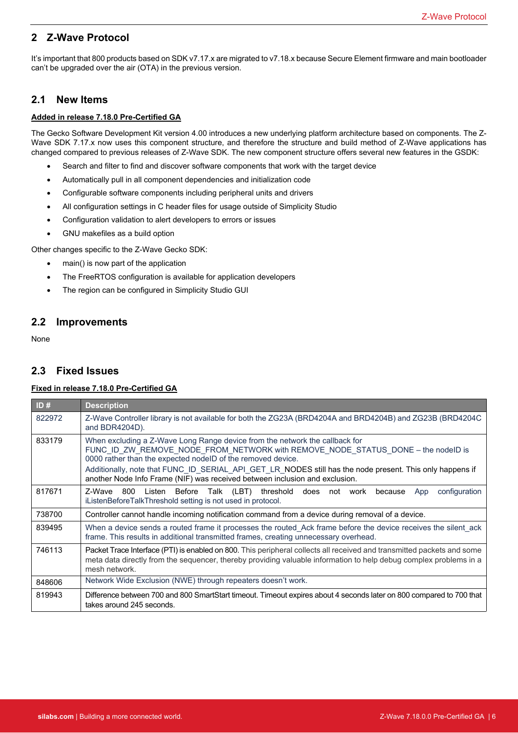## 2 Z-Wave Protocol

It's important that 800 products based on SDK v7.17.x are migrated to v7.18.x because Secure Element firmware and main bootloader can't be upgraded over the air (OTA) in the previous version.

### 2.1 New Items

**Added in release 7.18.0 Pre-Certified GA**

The Gecko Software Development Kit version 4.00 introduces a new underlying platform architecture based on components. The Z-Wave SDK 7.17.x now uses this component structure, and therefore the structure and build method of Z-Wave applications has changed compared to previous releases of Z-Wave SDK. The new component structure offers several new features in the GSDK:

- Search and filter to find and discover software components that work with the target device
- Automatically pull in all component dependencies and initialization code
- Configurable software components including peripheral units and drivers
- All configuration settings in C header files for usage outside of Simplicity Studio
- Configuration validation to alert developers to errors or issues
- GNU makefiles as a build option

Other changes specific to the Z-Wave Gecko SDK:

- main() is now part of the application
- The FreeRTOS configuration is available for application developers
- The region can be configured in Simplicity Studio GUI

### 2.2 Improvements

None

### 2.3 Fixed Issues

**Fixed in release 7.18.0 Pre-Certified GA**

| ID # | Description |
|---|---|
| 822972 | Z-Wave Controller library is not available for both the ZG23A (BRD4204A and BRD4204B) and ZG23B (BRD4204C and BDR4204D). |
| 833179 | When excluding a Z-Wave Long Range device from the network the callback for FUNC_ID_ZW_REMOVE_NODE_FROM_NETWORK with REMOVE_NODE_STATUS_DONE – the nodeID is 0000 rather than the expected nodeID of the removed device.<br>Additionally, note that FUNC_ID_SERIAL_API_GET_LR_NODES still has the node present. This only happens if another Node Info Frame (NIF) was received between inclusion and exclusion. |
| 817671 | Z-Wave 800 Listen Before Talk (LBT) threshold does not work because App configuration iListenBeforeTalkThreshold setting is not used in protocol. |
| 738700 | Controller cannot handle incoming notification command from a device during removal of a device. |
| 839495 | When a device sends a routed frame it processes the routed_Ack frame before the device receives the silent_ack frame. This results in additional transmitted frames, creating unnecessary overhead. |
| 746113 | Packet Trace Interface (PTI) is enabled on 800. This peripheral collects all received and transmitted packets and some meta data directly from the sequencer, thereby providing valuable information to help debug complex problems in a mesh network. |
| 848606 | Network Wide Exclusion (NWE) through repeaters doesn't work. |
| 819943 | Difference between 700 and 800 SmartStart timeout. Timeout expires about 4 seconds later on 800 compared to 700 that takes around 245 seconds. |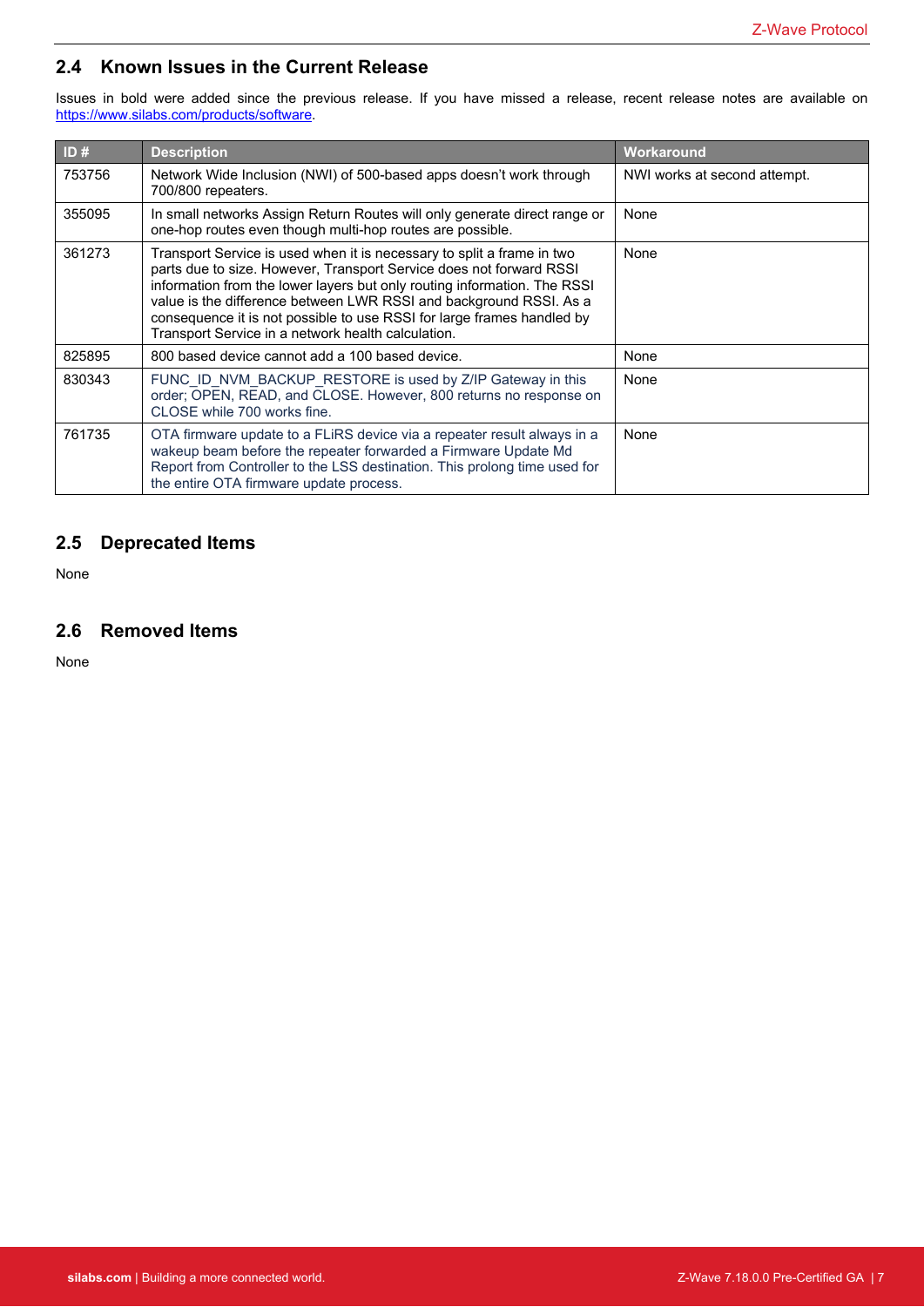## 2.4 Known Issues in the Current Release

Issues in bold were added since the previous release. If you have missed a release, recent release notes are available on https://www.silabs.com/products/software.

| ID # | Description | Workaround |
|---|---|---|
| 753756 | Network Wide Inclusion (NWI) of 500-based apps doesn't work through 700/800 repeaters. | NWI works at second attempt. |
| 355095 | In small networks Assign Return Routes will only generate direct range or one-hop routes even though multi-hop routes are possible. | None |
| 361273 | Transport Service is used when it is necessary to split a frame in two parts due to size. However, Transport Service does not forward RSSI information from the lower layers but only routing information. The RSSI value is the difference between LWR RSSI and background RSSI. As a consequence it is not possible to use RSSI for large frames handled by Transport Service in a network health calculation. | None |
| 825895 | 800 based device cannot add a 100 based device. | None |
| 830343 | FUNC_ID_NVM_BACKUP_RESTORE is used by Z/IP Gateway in this order; OPEN, READ, and CLOSE. However, 800 returns no response on CLOSE while 700 works fine. | None |
| 761735 | OTA firmware update to a FLiRS device via a repeater result always in a wakeup beam before the repeater forwarded a Firmware Update Md Report from Controller to the LSS destination. This prolong time used for the entire OTA firmware update process. | None |

## 2.5 Deprecated Items

None

## 2.6 Removed Items

None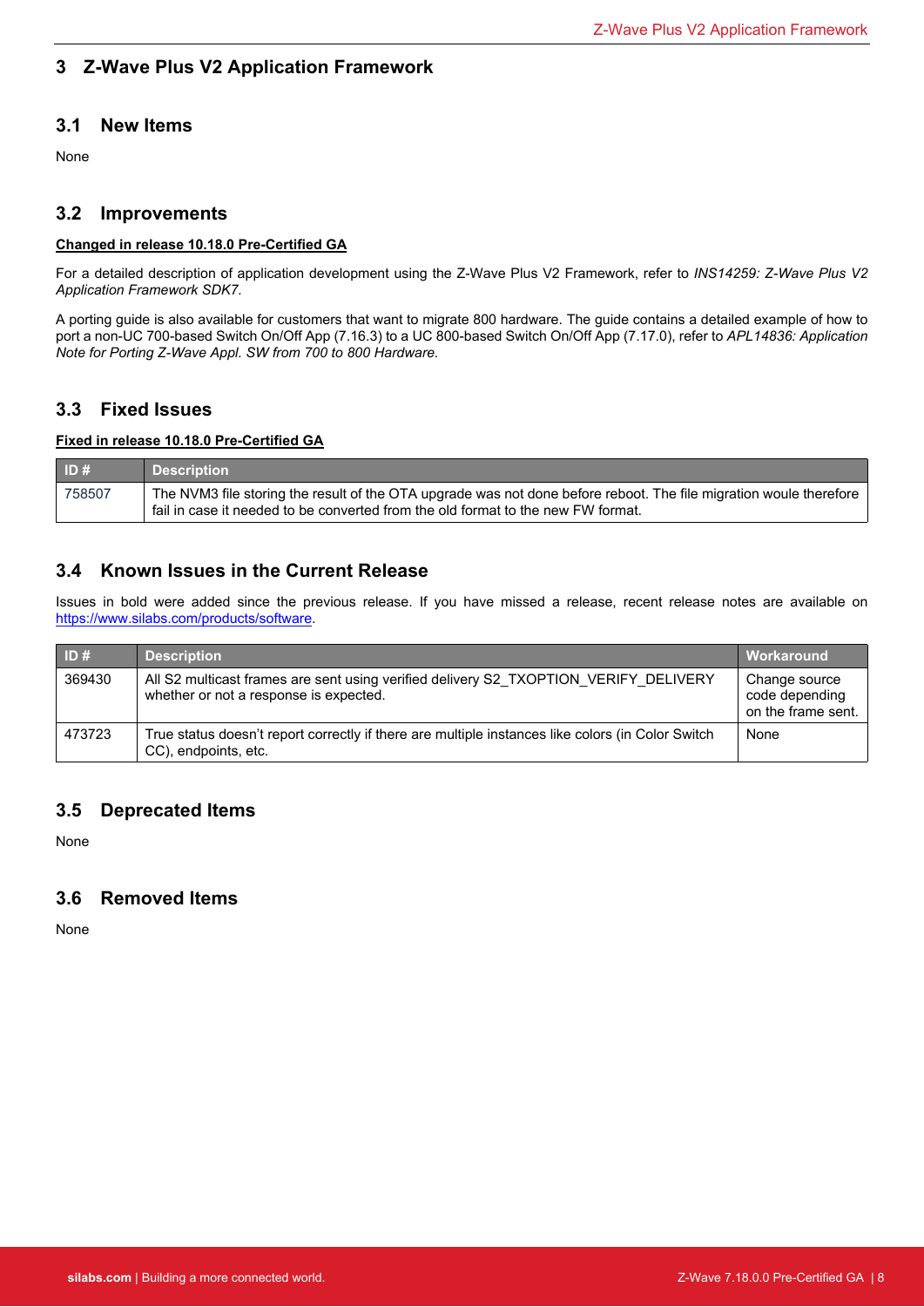# 3 Z-Wave Plus V2 Application Framework

## 3.1 New Items

None

## 3.2 Improvements

**Changed in release 10.18.0 Pre-Certified GA**

For a detailed description of application development using the Z-Wave Plus V2 Framework, refer to *INS14259: Z-Wave Plus V2 Application Framework SDK7.*

A porting guide is also available for customers that want to migrate 800 hardware. The guide contains a detailed example of how to port a non-UC 700-based Switch On/Off App (7.16.3) to a UC 800-based Switch On/Off App (7.17.0), refer to *APL14836: Application Note for Porting Z-Wave Appl. SW from 700 to 800 Hardware.*

## 3.3 Fixed Issues

**Fixed in release 10.18.0 Pre-Certified GA**

| ID # | Description |
|---|---|
| 758507 | The NVM3 file storing the result of the OTA upgrade was not done before reboot. The file migration woule therefore fail in case it needed to be converted from the old format to the new FW format. |

## 3.4 Known Issues in the Current Release

Issues in bold were added since the previous release. If you have missed a release, recent release notes are available on https://www.silabs.com/products/software.

| ID # | Description | Workaround |
|---|---|---|
| 369430 | All S2 multicast frames are sent using verified delivery S2_TXOPTION_VERIFY_DELIVERY whether or not a response is expected. | Change source code depending on the frame sent. |
| 473723 | True status doesn't report correctly if there are multiple instances like colors (in Color Switch CC), endpoints, etc. | None |

## 3.5 Deprecated Items

None

## 3.6 Removed Items

None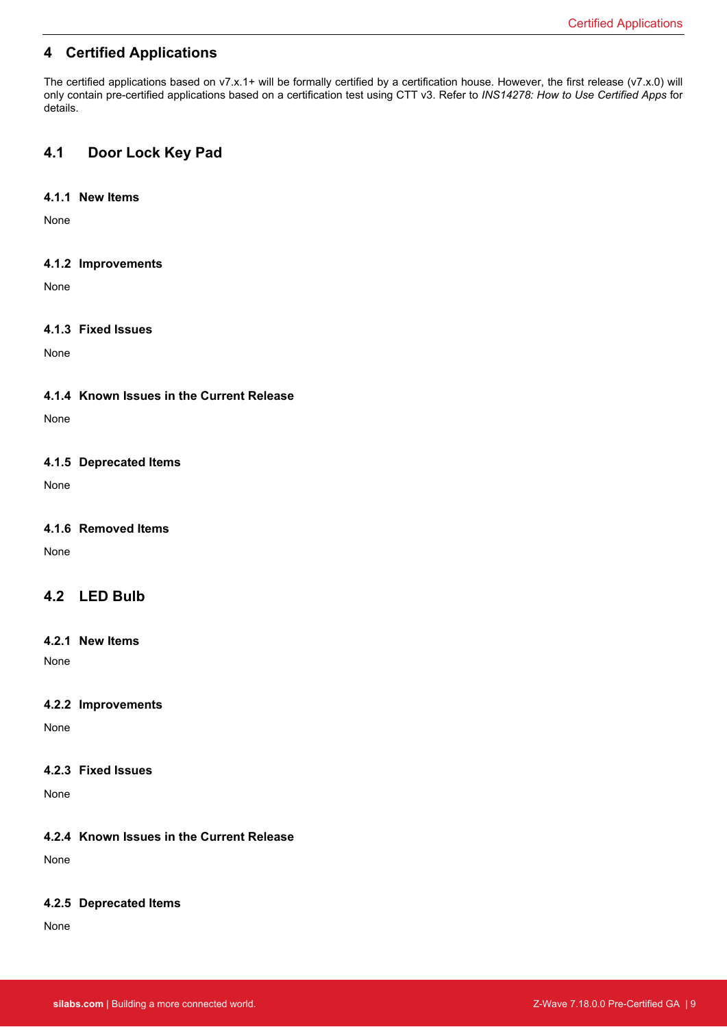# 4 Certified Applications

The certified applications based on v7.x.1+ will be formally certified by a certification house. However, the first release (v7.x.0) will only contain pre-certified applications based on a certification test using CTT v3. Refer to *INS14278: How to Use Certified Apps* for details.

## 4.1 Door Lock Key Pad

### 4.1.1 New Items

None

### 4.1.2 Improvements

None

### 4.1.3 Fixed Issues

None

### 4.1.4 Known Issues in the Current Release

None

### 4.1.5 Deprecated Items

None

### 4.1.6 Removed Items

None

## 4.2 LED Bulb

### 4.2.1 New Items

None

### 4.2.2 Improvements

None

### 4.2.3 Fixed Issues

None

### 4.2.4 Known Issues in the Current Release

None

### 4.2.5 Deprecated Items

None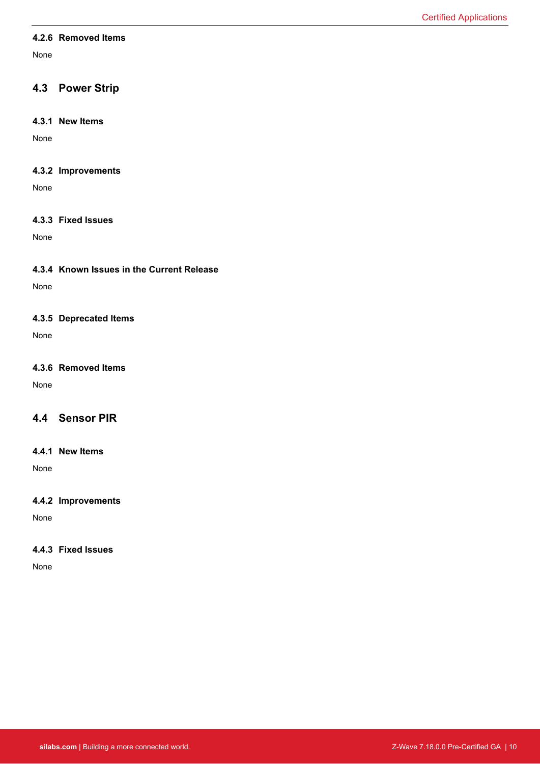#### 4.2.6 Removed Items

None

### 4.3 Power Strip

#### 4.3.1 New Items

None

#### 4.3.2 Improvements

None

#### 4.3.3 Fixed Issues

None

#### 4.3.4 Known Issues in the Current Release

None

#### 4.3.5 Deprecated Items

None

#### 4.3.6 Removed Items

None

### 4.4 Sensor PIR

#### 4.4.1 New Items

None

#### 4.4.2 Improvements

None

#### 4.4.3 Fixed Issues

None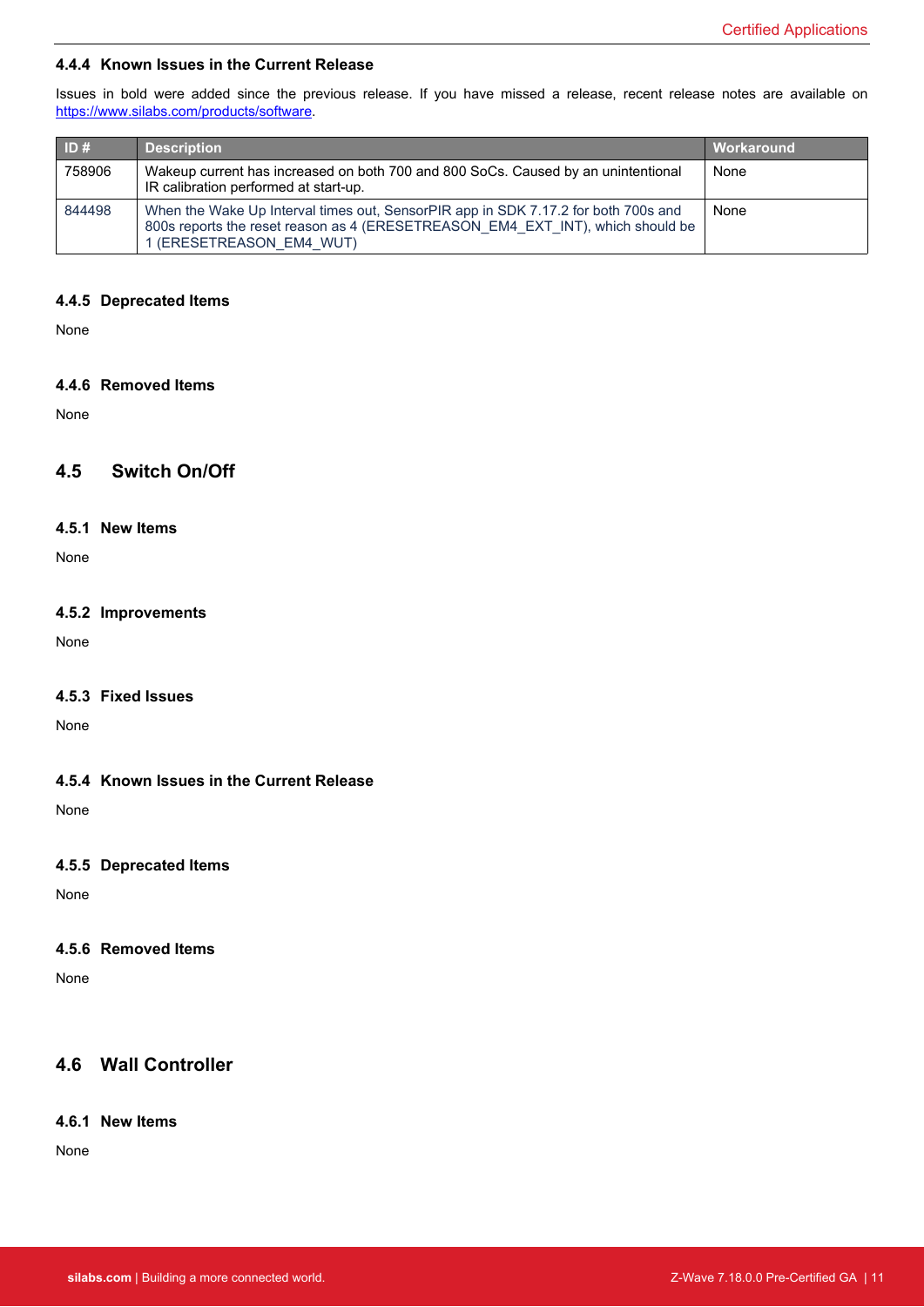### 4.4.4 Known Issues in the Current Release

Issues in bold were added since the previous release. If you have missed a release, recent release notes are available on https://www.silabs.com/products/software.

| ID # | Description | Workaround |
|---|---|---|
| 758906 | Wakeup current has increased on both 700 and 800 SoCs. Caused by an unintentional IR calibration performed at start-up. | None |
| 844498 | When the Wake Up Interval times out, SensorPIR app in SDK 7.17.2 for both 700s and 800s reports the reset reason as 4 (ERESETREASON_EM4_EXT_INT), which should be 1 (ERESETREASON_EM4_WUT) | None |

### 4.4.5 Deprecated Items

None

### 4.4.6 Removed Items

None

## 4.5 Switch On/Off

### 4.5.1 New Items

None

### 4.5.2 Improvements

None

### 4.5.3 Fixed Issues

None

### 4.5.4 Known Issues in the Current Release

None

### 4.5.5 Deprecated Items

None

### 4.5.6 Removed Items

None

## 4.6 Wall Controller

### 4.6.1 New Items

None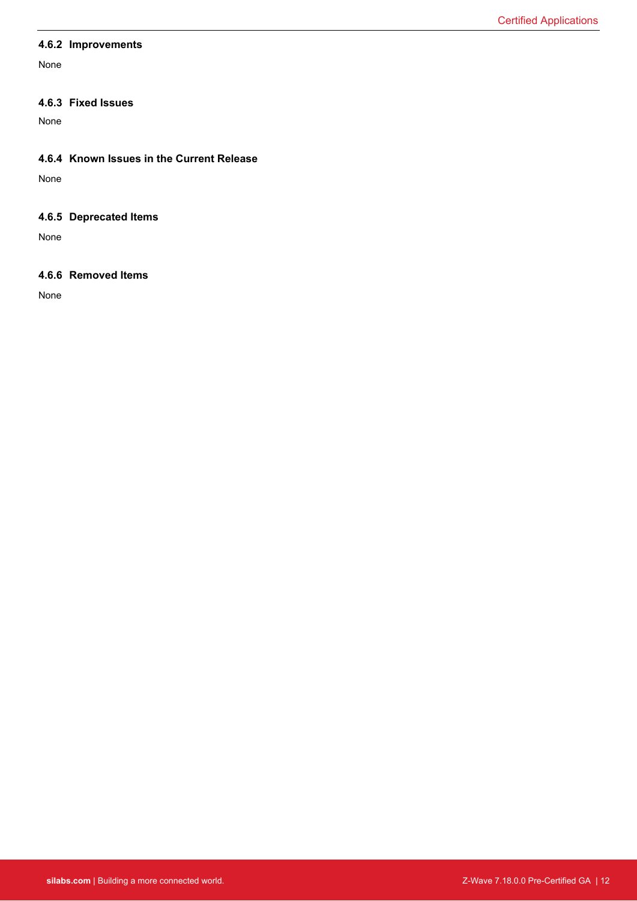### 4.6.2 Improvements

None

### 4.6.3 Fixed Issues

None

### 4.6.4 Known Issues in the Current Release

None

### 4.6.5 Deprecated Items

None

### 4.6.6 Removed Items

None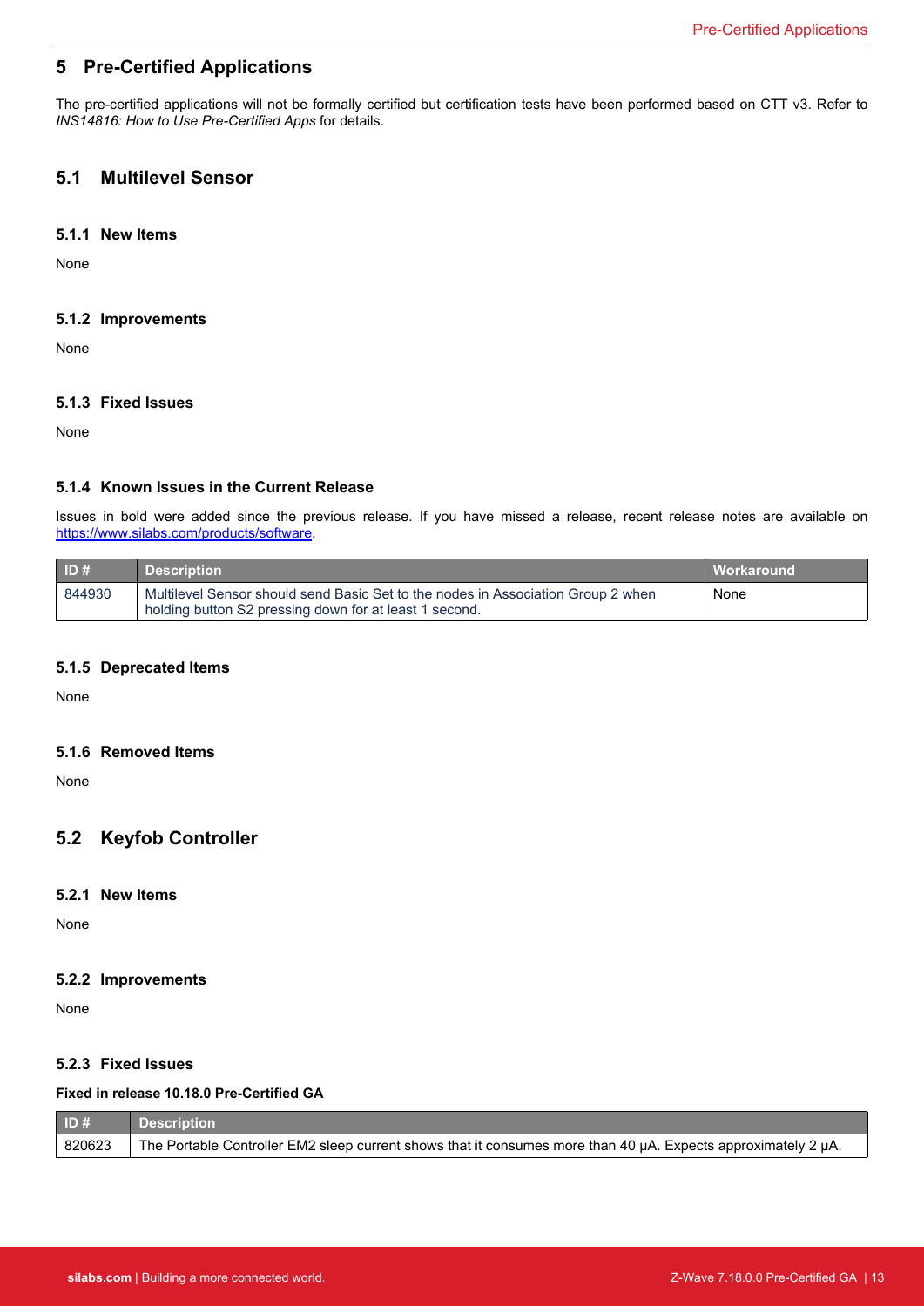# 5 Pre-Certified Applications

The pre-certified applications will not be formally certified but certification tests have been performed based on CTT v3. Refer to *INS14816: How to Use Pre-Certified Apps* for details.

## 5.1 Multilevel Sensor

### 5.1.1 New Items

None

### 5.1.2 Improvements

None

### 5.1.3 Fixed Issues

None

### 5.1.4 Known Issues in the Current Release

Issues in bold were added since the previous release. If you have missed a release, recent release notes are available on https://www.silabs.com/products/software.

| ID # | Description | Workaround |
|---|---|---|
| 844930 | Multilevel Sensor should send Basic Set to the nodes in Association Group 2 when holding button S2 pressing down for at least 1 second. | None |

### 5.1.5 Deprecated Items

None

### 5.1.6 Removed Items

None

## 5.2 Keyfob Controller

### 5.2.1 New Items

None

### 5.2.2 Improvements

None

### 5.2.3 Fixed Issues

**Fixed in release 10.18.0 Pre-Certified GA**

| ID # | Description |
|---|---|
| 820623 | The Portable Controller EM2 sleep current shows that it consumes more than 40 µA. Expects approximately 2 µA. |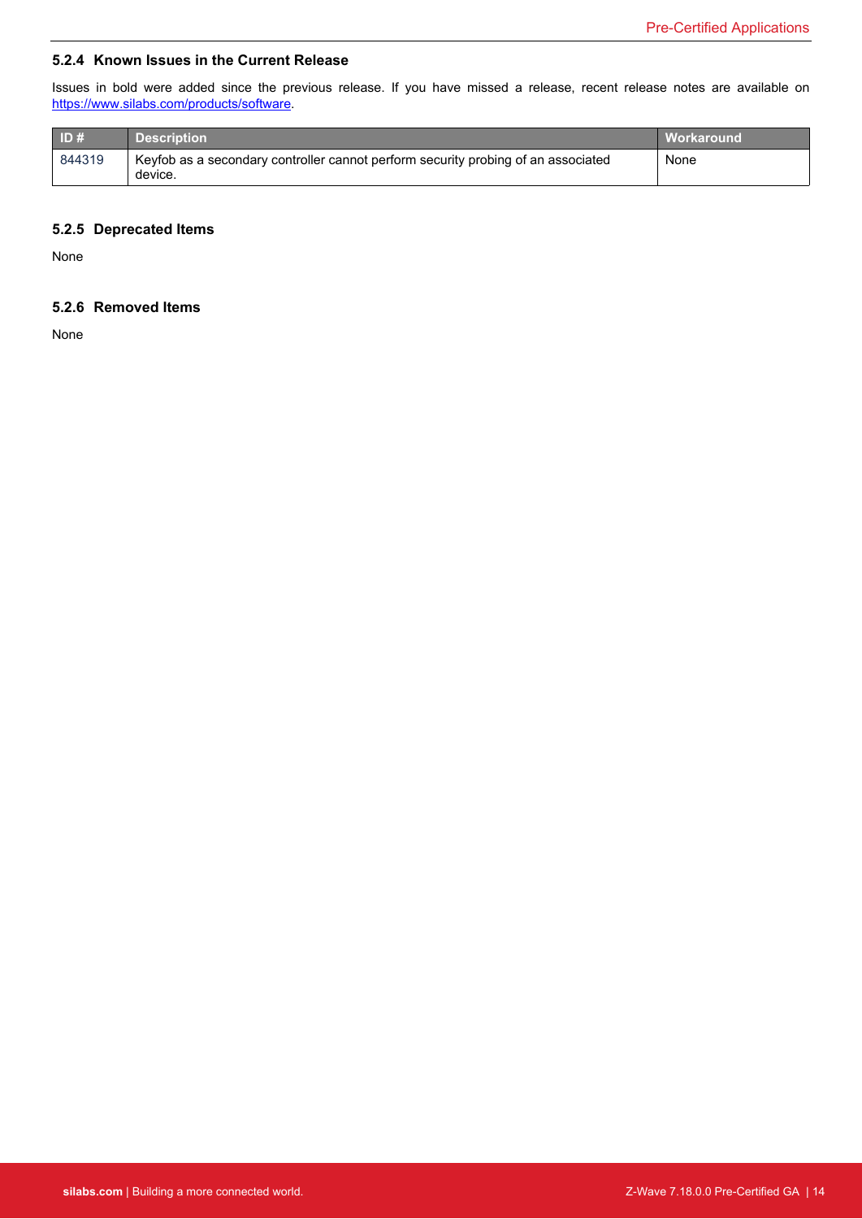### 5.2.4 Known Issues in the Current Release

Issues in bold were added since the previous release. If you have missed a release, recent release notes are available on https://www.silabs.com/products/software.

| ID # | Description | Workaround |
|---|---|---|
| 844319 | Keyfob as a secondary controller cannot perform security probing of an associated device. | None |

### 5.2.5 Deprecated Items

None

### 5.2.6 Removed Items

None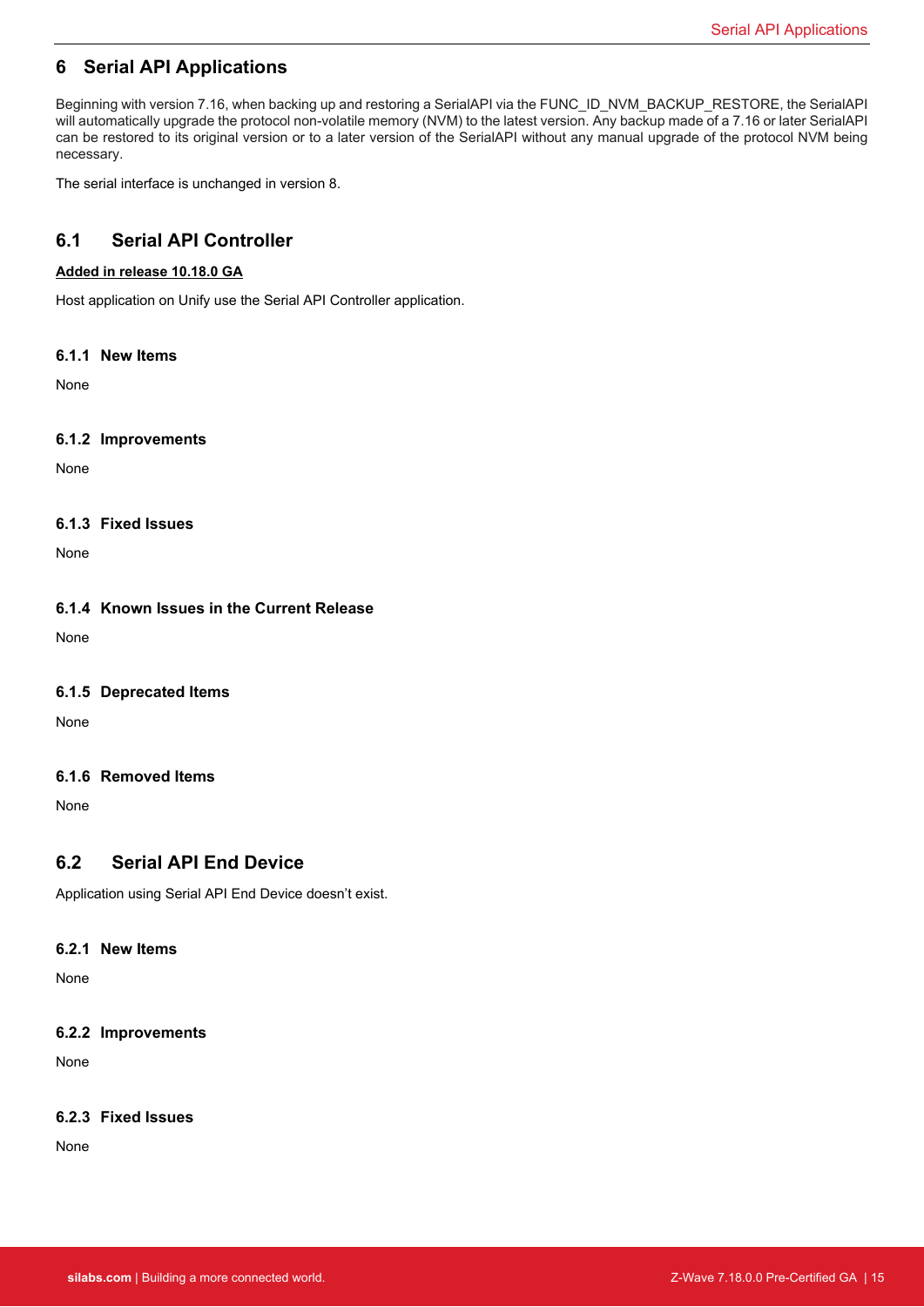# 6 Serial API Applications

Beginning with version 7.16, when backing up and restoring a SerialAPI via the FUNC_ID_NVM_BACKUP_RESTORE, the SerialAPI will automatically upgrade the protocol non-volatile memory (NVM) to the latest version. Any backup made of a 7.16 or later SerialAPI can be restored to its original version or to a later version of the SerialAPI without any manual upgrade of the protocol NVM being necessary.

The serial interface is unchanged in version 8.

## 6.1 Serial API Controller

**Added in release 10.18.0 GA**

Host application on Unify use the Serial API Controller application.

### 6.1.1 New Items

None

### 6.1.2 Improvements

None

### 6.1.3 Fixed Issues

None

### 6.1.4 Known Issues in the Current Release

None

### 6.1.5 Deprecated Items

None

### 6.1.6 Removed Items

None

## 6.2 Serial API End Device

Application using Serial API End Device doesn't exist.

### 6.2.1 New Items

None

### 6.2.2 Improvements

None

### 6.2.3 Fixed Issues

None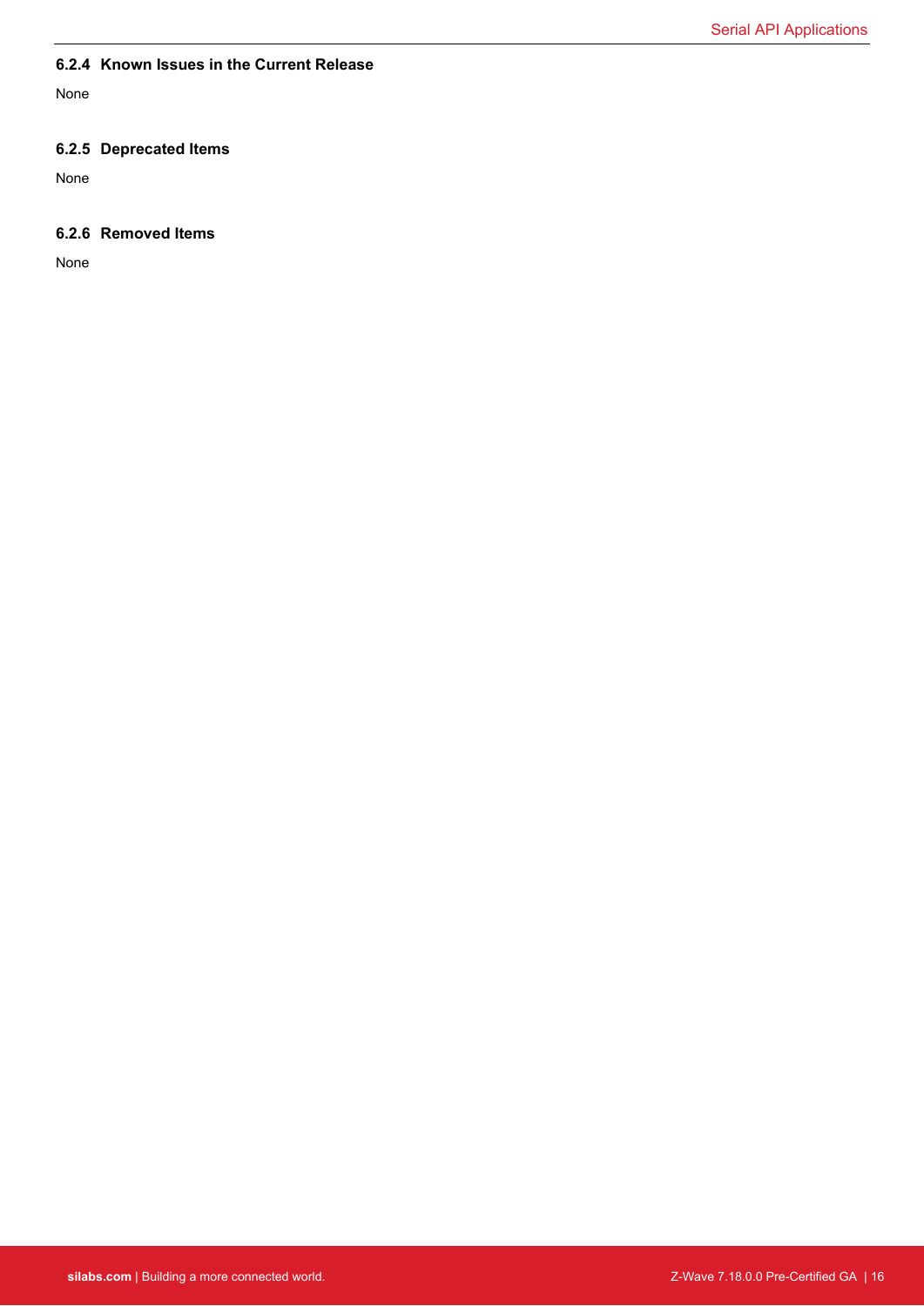### 6.2.4 Known Issues in the Current Release

None

### 6.2.5 Deprecated Items

None

### 6.2.6 Removed Items

None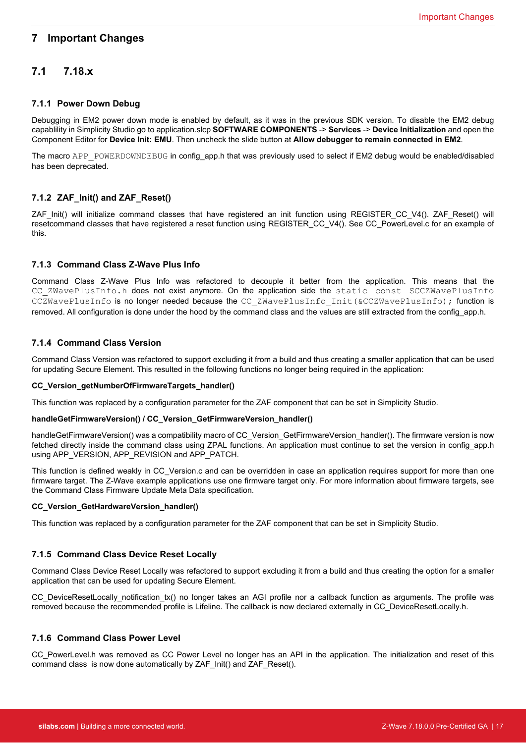# 7 Important Changes

## 7.1 7.18.x

### 7.1.1 Power Down Debug

Debugging in EM2 power down mode is enabled by default, as it was in the previous SDK version. To disable the EM2 debug capablility in Simplicity Studio go to application.slcp **SOFTWARE COMPONENTS** -> **Services** -> **Device Initialization** and open the Component Editor for **Device Init: EMU**. Then uncheck the slide button at **Allow debugger to remain connected in EM2**.

The macro `APP_POWERDOWNDEBUG` in config_app.h that was previously used to select if EM2 debug would be enabled/disabled has been deprecated.

### 7.1.2 ZAF_Init() and ZAF_Reset()

ZAF_Init() will initialize command classes that have registered an init function using REGISTER_CC_V4(). ZAF_Reset() will resetcommand classes that have registered a reset function using REGISTER_CC_V4(). See CC_PowerLevel.c for an example of this.

### 7.1.3 Command Class Z-Wave Plus Info

Command Class Z-Wave Plus Info was refactored to decouple it better from the application. This means that the `CC_ZWavePlusInfo.h` does not exist anymore. On the application side the `static const SCCZWavePlusInfo CCZWavePlusInfo` is no longer needed because the `CC_ZWavePlusInfo_Init(&CCZWavePlusInfo);` function is removed. All configuration is done under the hood by the command class and the values are still extracted from the config_app.h.

### 7.1.4 Command Class Version

Command Class Version was refactored to support excluding it from a build and thus creating a smaller application that can be used for updating Secure Element. This resulted in the following functions no longer being required in the application:

**CC_Version_getNumberOfFirmwareTargets_handler()**

This function was replaced by a configuration parameter for the ZAF component that can be set in Simplicity Studio.

**handleGetFirmwareVersion() / CC_Version_GetFirmwareVersion_handler()**

handleGetFirmwareVersion() was a compatibility macro of CC_Version_GetFirmwareVersion_handler(). The firmware version is now fetched directly inside the command class using ZPAL functions. An application must continue to set the version in config_app.h using APP_VERSION, APP_REVISION and APP_PATCH.

This function is defined weakly in CC_Version.c and can be overridden in case an application requires support for more than one firmware target. The Z-Wave example applications use one firmware target only. For more information about firmware targets, see the Command Class Firmware Update Meta Data specification.

**CC_Version_GetHardwareVersion_handler()**

This function was replaced by a configuration parameter for the ZAF component that can be set in Simplicity Studio.

### 7.1.5 Command Class Device Reset Locally

Command Class Device Reset Locally was refactored to support excluding it from a build and thus creating the option for a smaller application that can be used for updating Secure Element.

CC_DeviceResetLocally_notification_tx() no longer takes an AGI profile nor a callback function as arguments. The profile was removed because the recommended profile is Lifeline. The callback is now declared externally in CC_DeviceResetLocally.h.

### 7.1.6 Command Class Power Level

CC_PowerLevel.h was removed as CC Power Level no longer has an API in the application. The initialization and reset of this command class is now done automatically by ZAF_Init() and ZAF_Reset().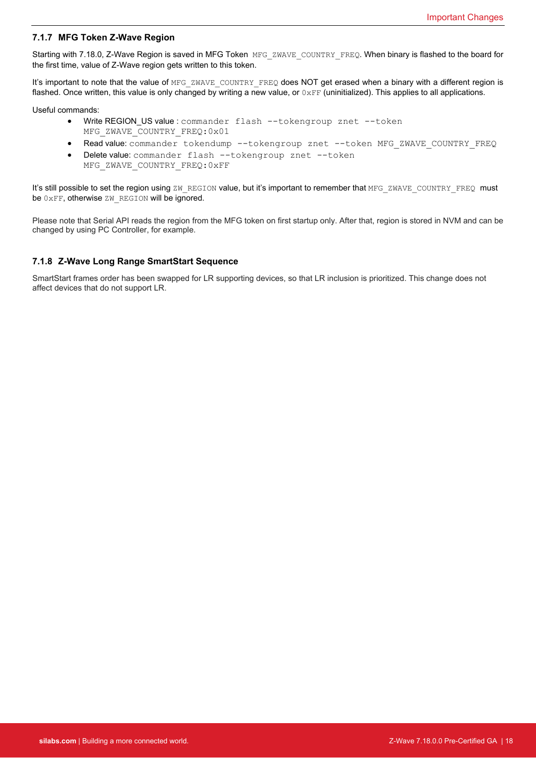### 7.1.7 MFG Token Z-Wave Region

Starting with 7.18.0, Z-Wave Region is saved in MFG Token `MFG_ZWAVE_COUNTRY_FREQ`. When binary is flashed to the board for the first time, value of Z-Wave region gets written to this token.

It's important to note that the value of `MFG_ZWAVE_COUNTRY_FREQ` does NOT get erased when a binary with a different region is flashed. Once written, this value is only changed by writing a new value, or `0xFF` (uninitialized). This applies to all applications.

Useful commands:

- Write REGION_US value : `commander flash --tokengroup znet --token MFG_ZWAVE_COUNTRY_FREQ:0x01`
- Read value: `commander tokendump --tokengroup znet --token MFG_ZWAVE_COUNTRY_FREQ`
- Delete value: `commander flash --tokengroup znet --token MFG_ZWAVE_COUNTRY_FREQ:0xFF`

It's still possible to set the region using `ZW_REGION` value, but it's important to remember that `MFG_ZWAVE_COUNTRY_FREQ` must be `0xFF`, otherwise `ZW_REGION` will be ignored.

Please note that Serial API reads the region from the MFG token on first startup only. After that, region is stored in NVM and can be changed by using PC Controller, for example.

### 7.1.8 Z-Wave Long Range SmartStart Sequence

SmartStart frames order has been swapped for LR supporting devices, so that LR inclusion is prioritized. This change does not affect devices that do not support LR.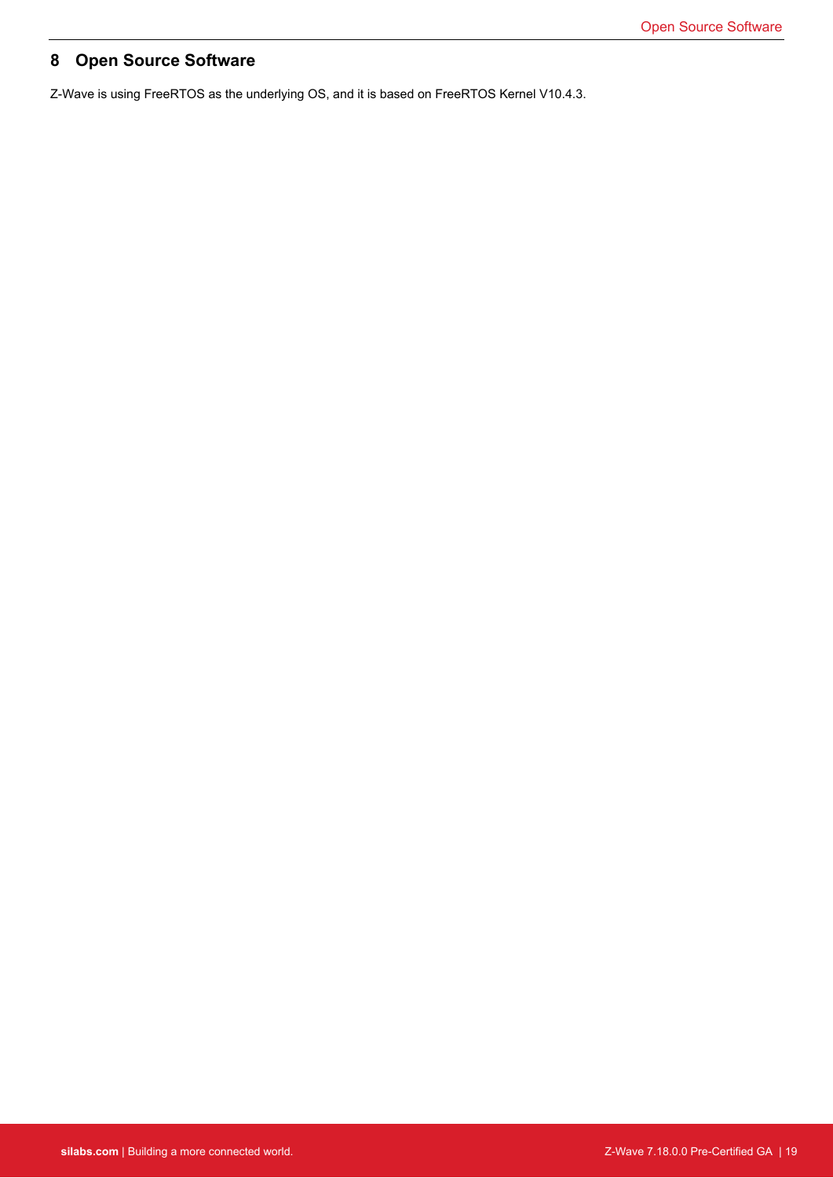# 8 Open Source Software

Z-Wave is using FreeRTOS as the underlying OS, and it is based on FreeRTOS Kernel V10.4.3.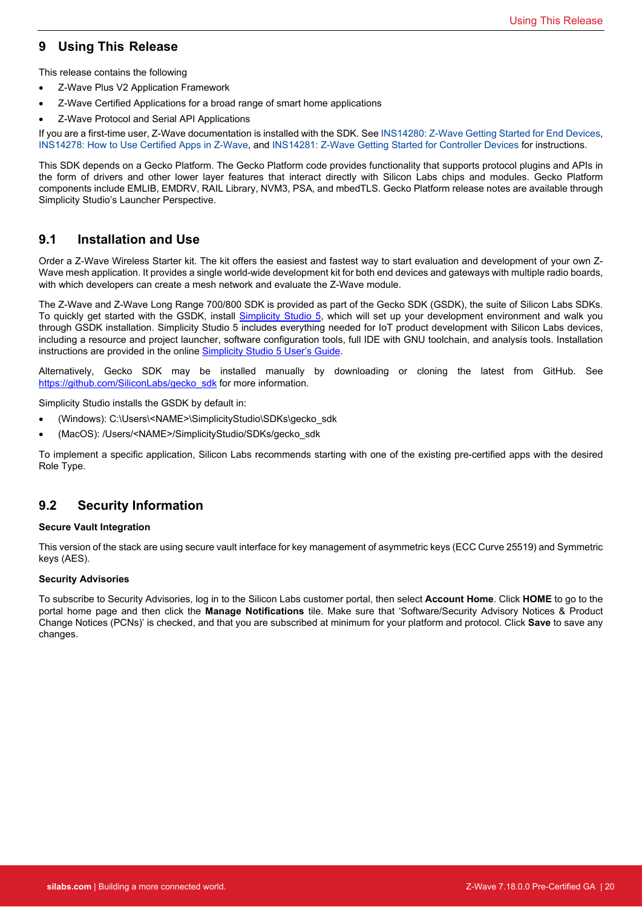# 9 Using This Release

This release contains the following

- Z-Wave Plus V2 Application Framework
- Z-Wave Certified Applications for a broad range of smart home applications
- Z-Wave Protocol and Serial API Applications

If you are a first-time user, Z-Wave documentation is installed with the SDK. See INS14280: Z-Wave Getting Started for End Devices, INS14278: How to Use Certified Apps in Z-Wave, and INS14281: Z-Wave Getting Started for Controller Devices for instructions.

This SDK depends on a Gecko Platform. The Gecko Platform code provides functionality that supports protocol plugins and APIs in the form of drivers and other lower layer features that interact directly with Silicon Labs chips and modules. Gecko Platform components include EMLIB, EMDRV, RAIL Library, NVM3, PSA, and mbedTLS. Gecko Platform release notes are available through Simplicity Studio's Launcher Perspective.

## 9.1 Installation and Use

Order a Z-Wave Wireless Starter kit. The kit offers the easiest and fastest way to start evaluation and development of your own Z-Wave mesh application. It provides a single world-wide development kit for both end devices and gateways with multiple radio boards, with which developers can create a mesh network and evaluate the Z-Wave module.

The Z-Wave and Z-Wave Long Range 700/800 SDK is provided as part of the Gecko SDK (GSDK), the suite of Silicon Labs SDKs. To quickly get started with the GSDK, install Simplicity Studio 5, which will set up your development environment and walk you through GSDK installation. Simplicity Studio 5 includes everything needed for IoT product development with Silicon Labs devices, including a resource and project launcher, software configuration tools, full IDE with GNU toolchain, and analysis tools. Installation instructions are provided in the online Simplicity Studio 5 User's Guide.

Alternatively, Gecko SDK may be installed manually by downloading or cloning the latest from GitHub. See https://github.com/SiliconLabs/gecko_sdk for more information.

Simplicity Studio installs the GSDK by default in:

- (Windows): C:\Users\<NAME>\SimplicityStudio\SDKs\gecko_sdk
- (MacOS): /Users/<NAME>/SimplicityStudio/SDKs/gecko_sdk

To implement a specific application, Silicon Labs recommends starting with one of the existing pre-certified apps with the desired Role Type.

## 9.2 Security Information

**Secure Vault Integration**

This version of the stack are using secure vault interface for key management of asymmetric keys (ECC Curve 25519) and Symmetric keys (AES).

**Security Advisories**

To subscribe to Security Advisories, log in to the Silicon Labs customer portal, then select **Account Home**. Click **HOME** to go to the portal home page and then click the **Manage Notifications** tile. Make sure that 'Software/Security Advisory Notices & Product Change Notices (PCNs)' is checked, and that you are subscribed at minimum for your platform and protocol. Click **Save** to save any changes.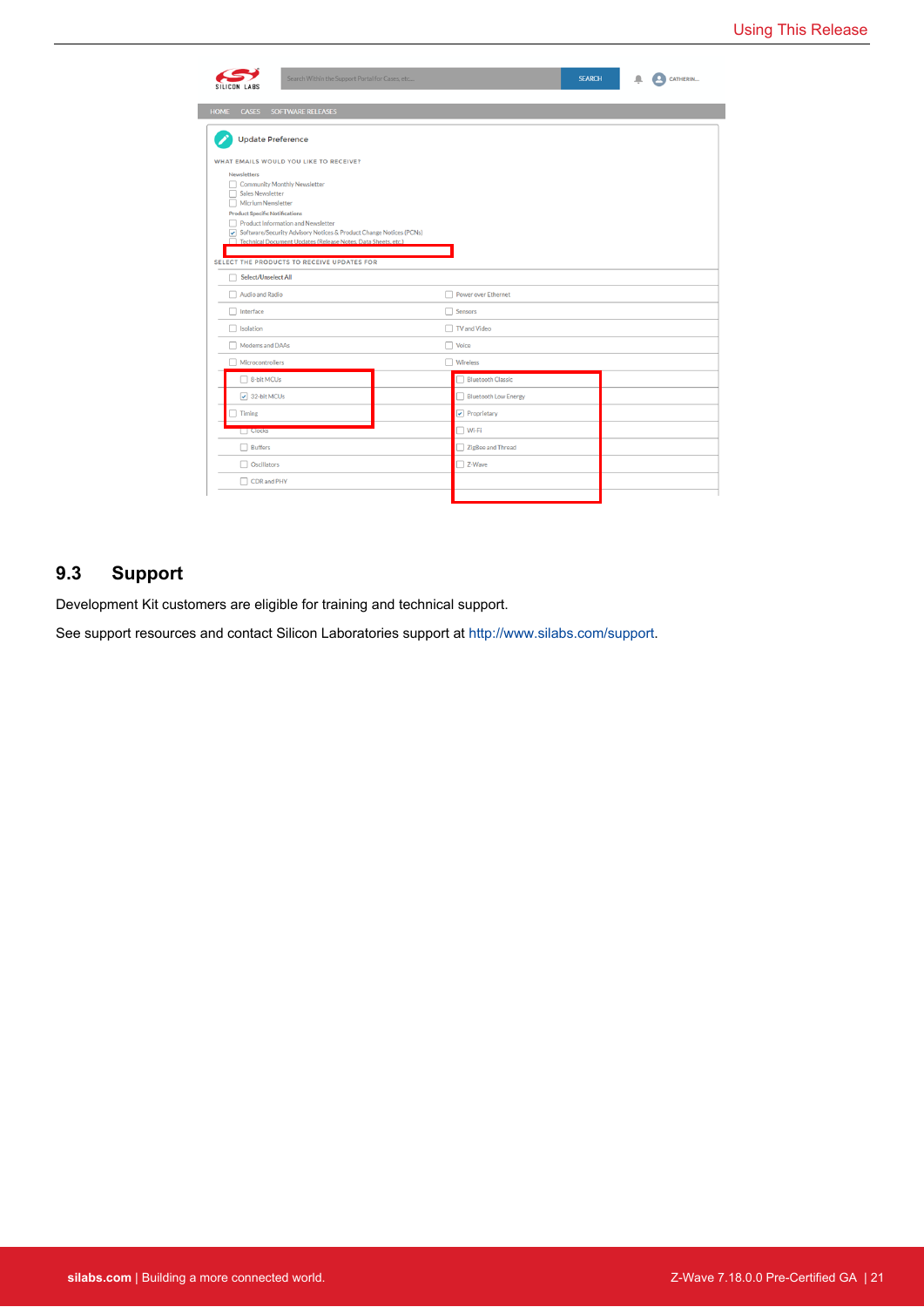## 9.3 Support

Development Kit customers are eligible for training and technical support.

See support resources and contact Silicon Laboratories support at http://www.silabs.com/support.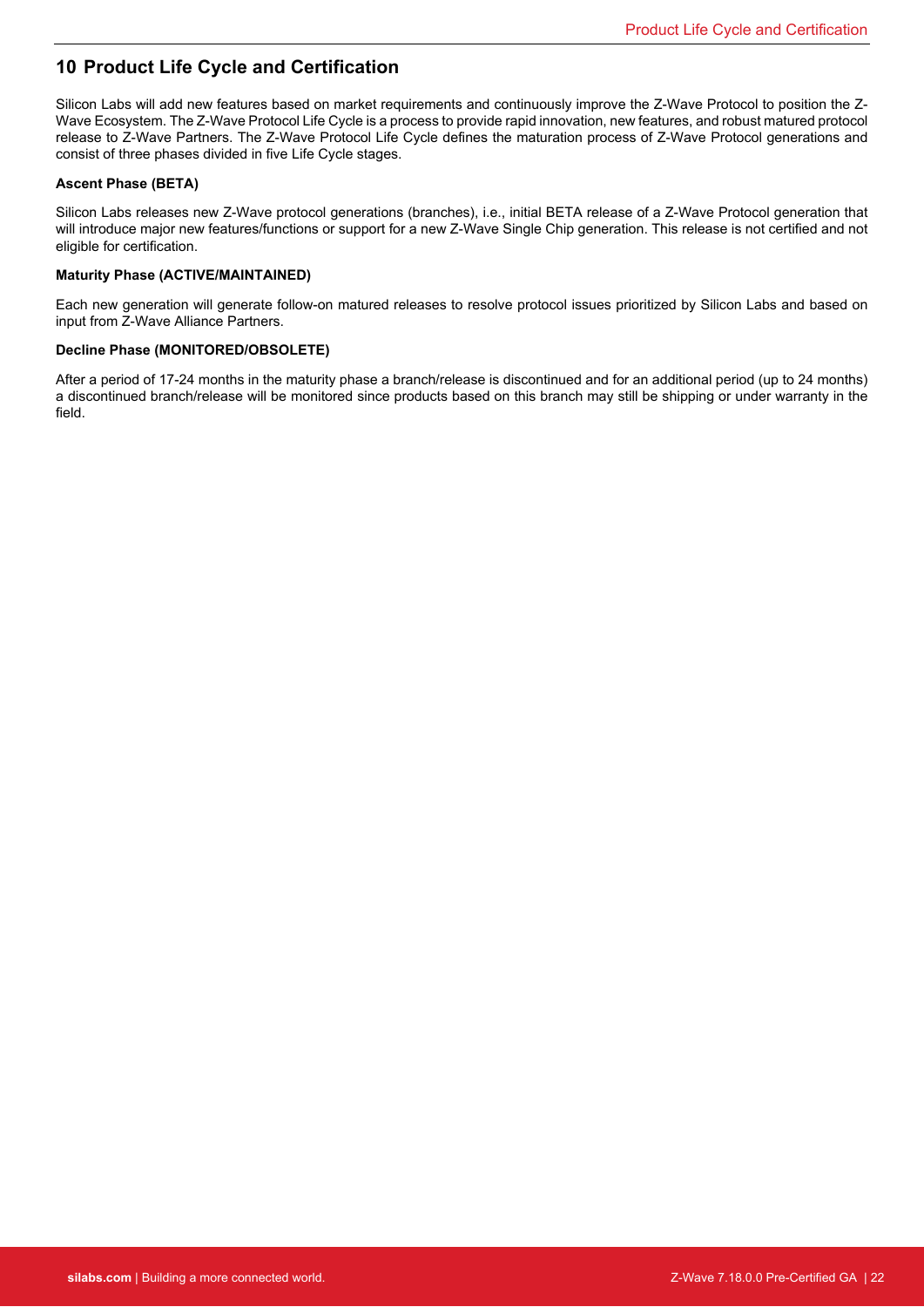# 10 Product Life Cycle and Certification

Silicon Labs will add new features based on market requirements and continuously improve the Z-Wave Protocol to position the Z-Wave Ecosystem. The Z-Wave Protocol Life Cycle is a process to provide rapid innovation, new features, and robust matured protocol release to Z-Wave Partners. The Z-Wave Protocol Life Cycle defines the maturation process of Z-Wave Protocol generations and consist of three phases divided in five Life Cycle stages.

**Ascent Phase (BETA)**

Silicon Labs releases new Z-Wave protocol generations (branches), i.e., initial BETA release of a Z-Wave Protocol generation that will introduce major new features/functions or support for a new Z-Wave Single Chip generation. This release is not certified and not eligible for certification.

**Maturity Phase (ACTIVE/MAINTAINED)**

Each new generation will generate follow-on matured releases to resolve protocol issues prioritized by Silicon Labs and based on input from Z-Wave Alliance Partners.

**Decline Phase (MONITORED/OBSOLETE)**

After a period of 17-24 months in the maturity phase a branch/release is discontinued and for an additional period (up to 24 months) a discontinued branch/release will be monitored since products based on this branch may still be shipping or under warranty in the field.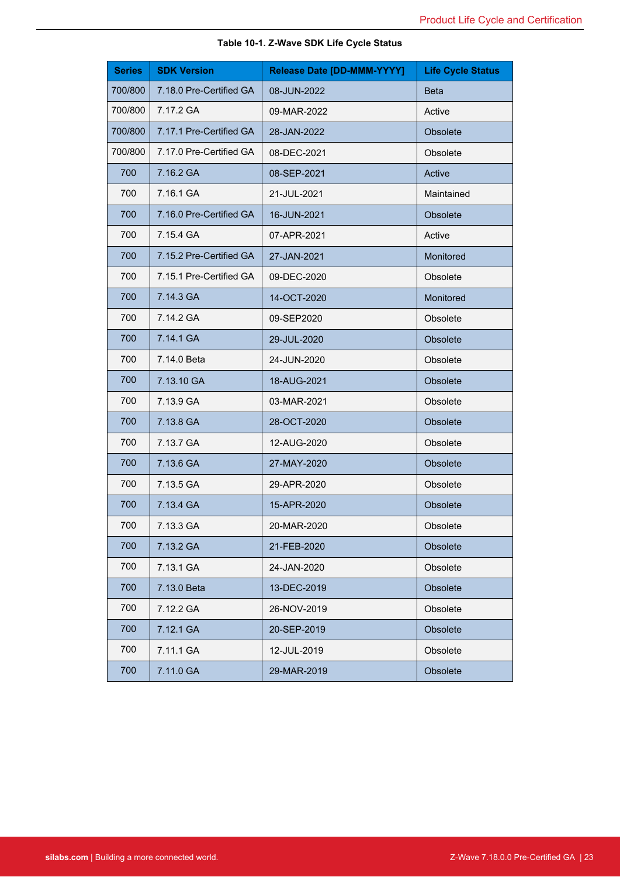**Table 10-1. Z-Wave SDK Life Cycle Status**

| Series | SDK Version | Release Date [DD-MMM-YYYY] | Life Cycle Status |
|---|---|---|---|
| 700/800 | 7.18.0 Pre-Certified GA | 08-JUN-2022 | Beta |
| 700/800 | 7.17.2 GA | 09-MAR-2022 | Active |
| 700/800 | 7.17.1 Pre-Certified GA | 28-JAN-2022 | Obsolete |
| 700/800 | 7.17.0 Pre-Certified GA | 08-DEC-2021 | Obsolete |
| 700 | 7.16.2 GA | 08-SEP-2021 | Active |
| 700 | 7.16.1 GA | 21-JUL-2021 | Maintained |
| 700 | 7.16.0 Pre-Certified GA | 16-JUN-2021 | Obsolete |
| 700 | 7.15.4 GA | 07-APR-2021 | Active |
| 700 | 7.15.2 Pre-Certified GA | 27-JAN-2021 | Monitored |
| 700 | 7.15.1 Pre-Certified GA | 09-DEC-2020 | Obsolete |
| 700 | 7.14.3 GA | 14-OCT-2020 | Monitored |
| 700 | 7.14.2 GA | 09-SEP2020 | Obsolete |
| 700 | 7.14.1 GA | 29-JUL-2020 | Obsolete |
| 700 | 7.14.0 Beta | 24-JUN-2020 | Obsolete |
| 700 | 7.13.10 GA | 18-AUG-2021 | Obsolete |
| 700 | 7.13.9 GA | 03-MAR-2021 | Obsolete |
| 700 | 7.13.8 GA | 28-OCT-2020 | Obsolete |
| 700 | 7.13.7 GA | 12-AUG-2020 | Obsolete |
| 700 | 7.13.6 GA | 27-MAY-2020 | Obsolete |
| 700 | 7.13.5 GA | 29-APR-2020 | Obsolete |
| 700 | 7.13.4 GA | 15-APR-2020 | Obsolete |
| 700 | 7.13.3 GA | 20-MAR-2020 | Obsolete |
| 700 | 7.13.2 GA | 21-FEB-2020 | Obsolete |
| 700 | 7.13.1 GA | 24-JAN-2020 | Obsolete |
| 700 | 7.13.0 Beta | 13-DEC-2019 | Obsolete |
| 700 | 7.12.2 GA | 26-NOV-2019 | Obsolete |
| 700 | 7.12.1 GA | 20-SEP-2019 | Obsolete |
| 700 | 7.11.1 GA | 12-JUL-2019 | Obsolete |
| 700 | 7.11.0 GA | 29-MAR-2019 | Obsolete |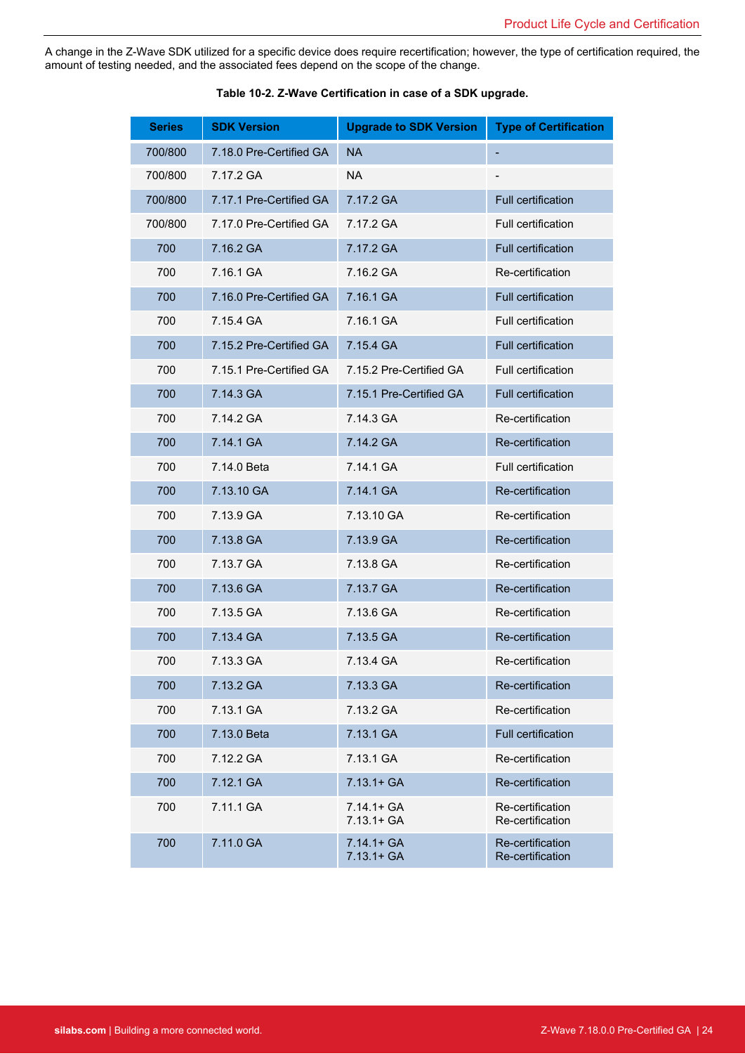A change in the Z-Wave SDK utilized for a specific device does require recertification; however, the type of certification required, the amount of testing needed, and the associated fees depend on the scope of the change.

**Table 10-2. Z-Wave Certification in case of a SDK upgrade.**

| Series | SDK Version | Upgrade to SDK Version | Type of Certification |
|---|---|---|---|
| 700/800 | 7.18.0 Pre-Certified GA | NA | - |
| 700/800 | 7.17.2 GA | NA | - |
| 700/800 | 7.17.1 Pre-Certified GA | 7.17.2 GA | Full certification |
| 700/800 | 7.17.0 Pre-Certified GA | 7.17.2 GA | Full certification |
| 700 | 7.16.2 GA | 7.17.2 GA | Full certification |
| 700 | 7.16.1 GA | 7.16.2 GA | Re-certification |
| 700 | 7.16.0 Pre-Certified GA | 7.16.1 GA | Full certification |
| 700 | 7.15.4 GA | 7.16.1 GA | Full certification |
| 700 | 7.15.2 Pre-Certified GA | 7.15.4 GA | Full certification |
| 700 | 7.15.1 Pre-Certified GA | 7.15.2 Pre-Certified GA | Full certification |
| 700 | 7.14.3 GA | 7.15.1 Pre-Certified GA | Full certification |
| 700 | 7.14.2 GA | 7.14.3 GA | Re-certification |
| 700 | 7.14.1 GA | 7.14.2 GA | Re-certification |
| 700 | 7.14.0 Beta | 7.14.1 GA | Full certification |
| 700 | 7.13.10 GA | 7.14.1 GA | Re-certification |
| 700 | 7.13.9 GA | 7.13.10 GA | Re-certification |
| 700 | 7.13.8 GA | 7.13.9 GA | Re-certification |
| 700 | 7.13.7 GA | 7.13.8 GA | Re-certification |
| 700 | 7.13.6 GA | 7.13.7 GA | Re-certification |
| 700 | 7.13.5 GA | 7.13.6 GA | Re-certification |
| 700 | 7.13.4 GA | 7.13.5 GA | Re-certification |
| 700 | 7.13.3 GA | 7.13.4 GA | Re-certification |
| 700 | 7.13.2 GA | 7.13.3 GA | Re-certification |
| 700 | 7.13.1 GA | 7.13.2 GA | Re-certification |
| 700 | 7.13.0 Beta | 7.13.1 GA | Full certification |
| 700 | 7.12.2 GA | 7.13.1 GA | Re-certification |
| 700 | 7.12.1 GA | 7.13.1+ GA | Re-certification |
| 700 | 7.11.1 GA | 7.14.1+ GA<br>7.13.1+ GA | Re-certification<br>Re-certification |
| 700 | 7.11.0 GA | 7.14.1+ GA<br>7.13.1+ GA | Re-certification<br>Re-certification |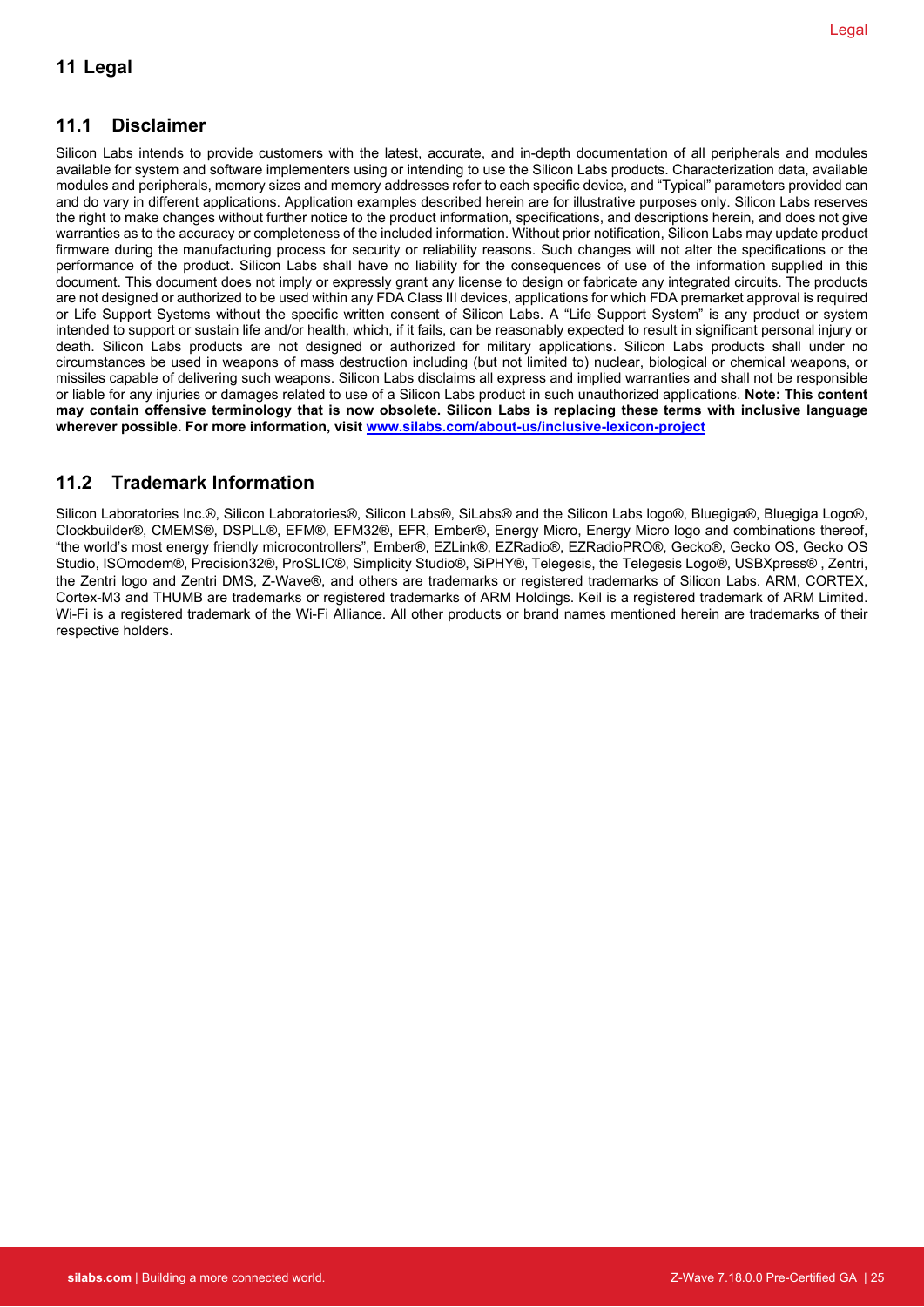# 11 Legal

## 11.1 Disclaimer

Silicon Labs intends to provide customers with the latest, accurate, and in-depth documentation of all peripherals and modules available for system and software implementers using or intending to use the Silicon Labs products. Characterization data, available modules and peripherals, memory sizes and memory addresses refer to each specific device, and "Typical" parameters provided can and do vary in different applications. Application examples described herein are for illustrative purposes only. Silicon Labs reserves the right to make changes without further notice to the product information, specifications, and descriptions herein, and does not give warranties as to the accuracy or completeness of the included information. Without prior notification, Silicon Labs may update product firmware during the manufacturing process for security or reliability reasons. Such changes will not alter the specifications or the performance of the product. Silicon Labs shall have no liability for the consequences of use of the information supplied in this document. This document does not imply or expressly grant any license to design or fabricate any integrated circuits. The products are not designed or authorized to be used within any FDA Class III devices, applications for which FDA premarket approval is required or Life Support Systems without the specific written consent of Silicon Labs. A "Life Support System" is any product or system intended to support or sustain life and/or health, which, if it fails, can be reasonably expected to result in significant personal injury or death. Silicon Labs products are not designed or authorized for military applications. Silicon Labs products shall under no circumstances be used in weapons of mass destruction including (but not limited to) nuclear, biological or chemical weapons, or missiles capable of delivering such weapons. Silicon Labs disclaims all express and implied warranties and shall not be responsible or liable for any injuries or damages related to use of a Silicon Labs product in such unauthorized applications. **Note: This content may contain offensive terminology that is now obsolete. Silicon Labs is replacing these terms with inclusive language wherever possible. For more information, visit [www.silabs.com/about-us/inclusive-lexicon-project](www.silabs.com/about-us/inclusive-lexicon-project)**

## 11.2 Trademark Information

Silicon Laboratories Inc.®, Silicon Laboratories®, Silicon Labs®, SiLabs® and the Silicon Labs logo®, Bluegiga®, Bluegiga Logo®, Clockbuilder®, CMEMS®, DSPLL®, EFM®, EFM32®, EFR, Ember®, Energy Micro, Energy Micro logo and combinations thereof, "the world's most energy friendly microcontrollers", Ember®, EZLink®, EZRadio®, EZRadioPRO®, Gecko®, Gecko OS, Gecko OS Studio, ISOmodem®, Precision32®, ProSLIC®, Simplicity Studio®, SiPHY®, Telegesis, the Telegesis Logo®, USBXpress® , Zentri, the Zentri logo and Zentri DMS, Z-Wave®, and others are trademarks or registered trademarks of Silicon Labs. ARM, CORTEX, Cortex-M3 and THUMB are trademarks or registered trademarks of ARM Holdings. Keil is a registered trademark of ARM Limited. Wi-Fi is a registered trademark of the Wi-Fi Alliance. All other products or brand names mentioned herein are trademarks of their respective holders.